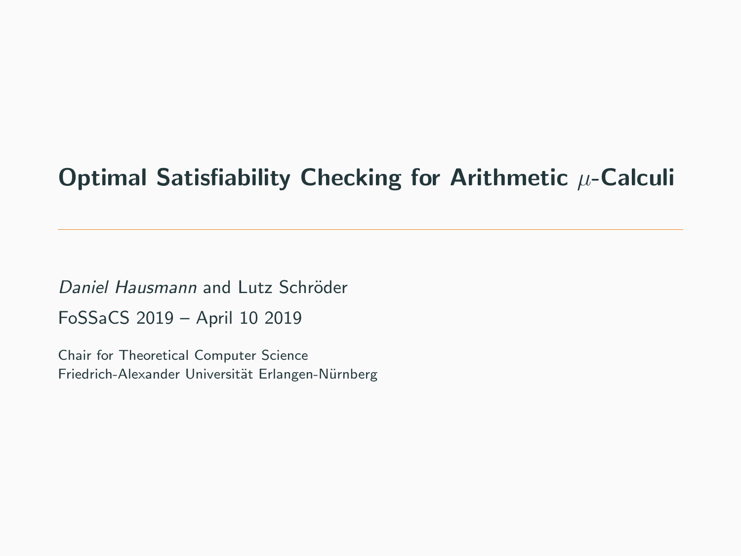# Optimal Satisfiability Checking for Arithmetic $\mu$-Calculi

*Daniel Hausmann* and Lutz Schröder

FoSSaCS 2019 – April 10 2019

Chair for Theoretical Computer Science
Friedrich-Alexander Universität Erlangen-Nürnberg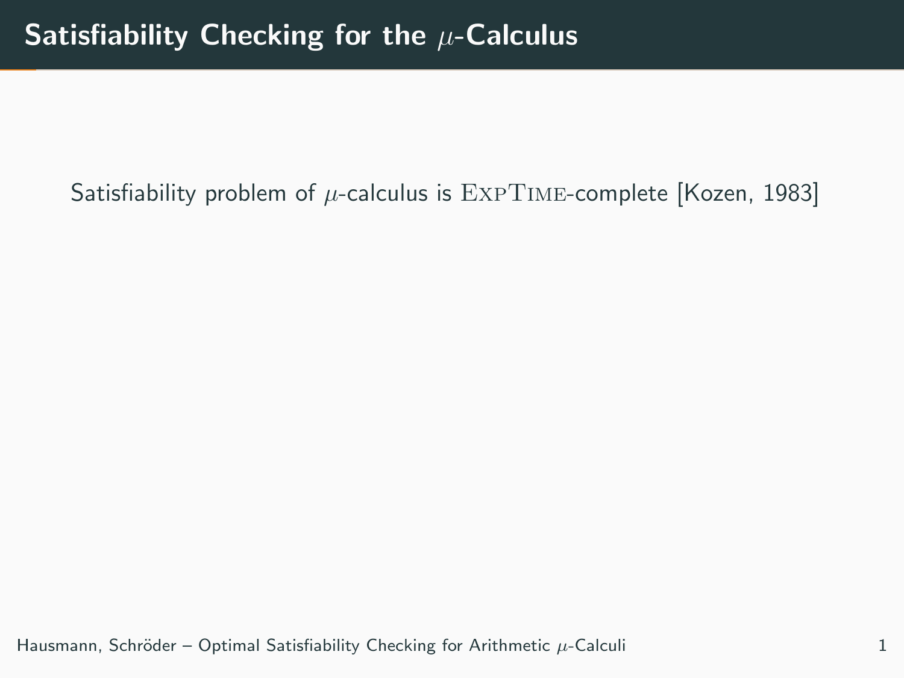# Satisfiability Checking for the $\mu$-Calculus

Satisfiability problem of $\mu$-calculus is ExpTime-complete [Kozen, 1983]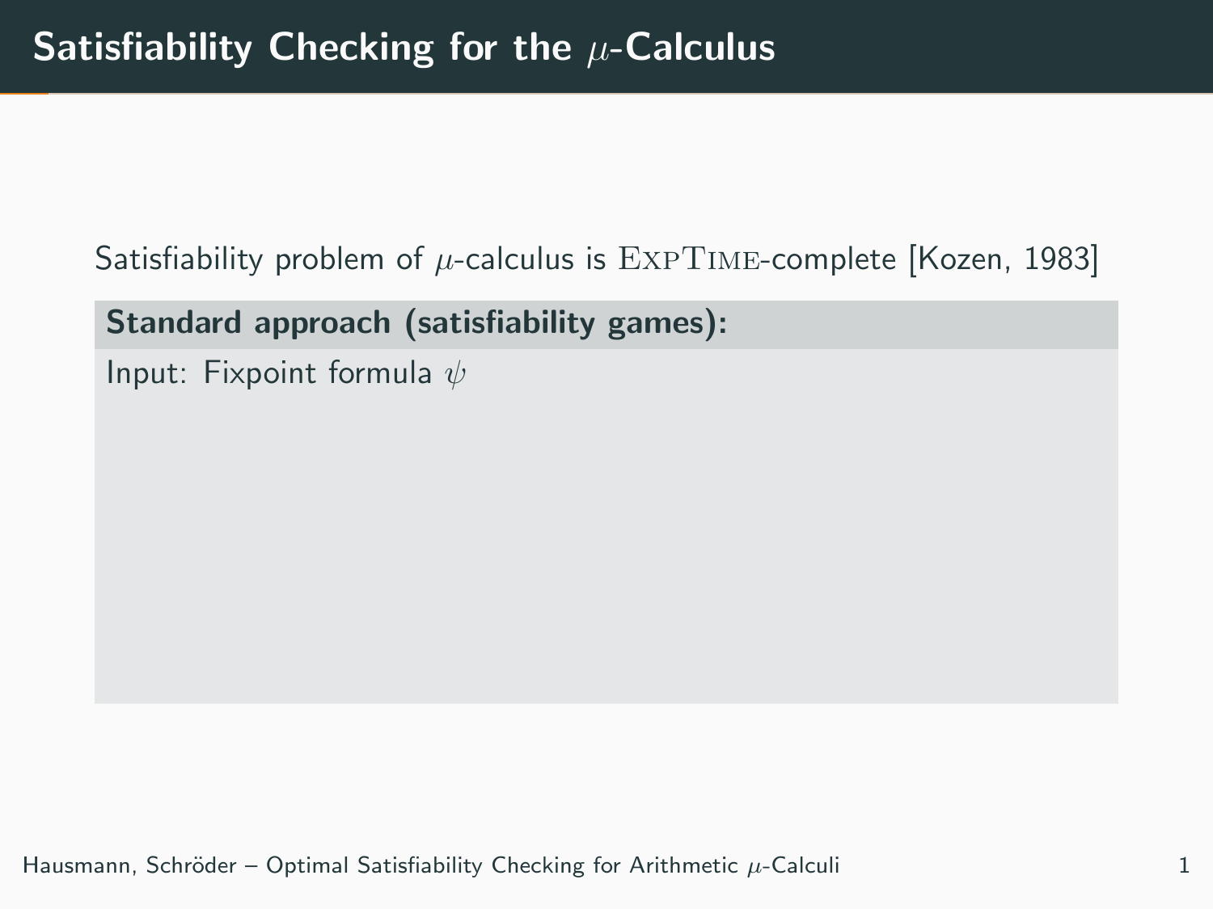# Satisfiability Checking for the $\mu$-Calculus

Satisfiability problem of $\mu$-calculus is $\textsc{ExpTime}$-complete [Kozen, 1983]

**Standard approach (satisfiability games):**

Input: Fixpoint formula $\psi$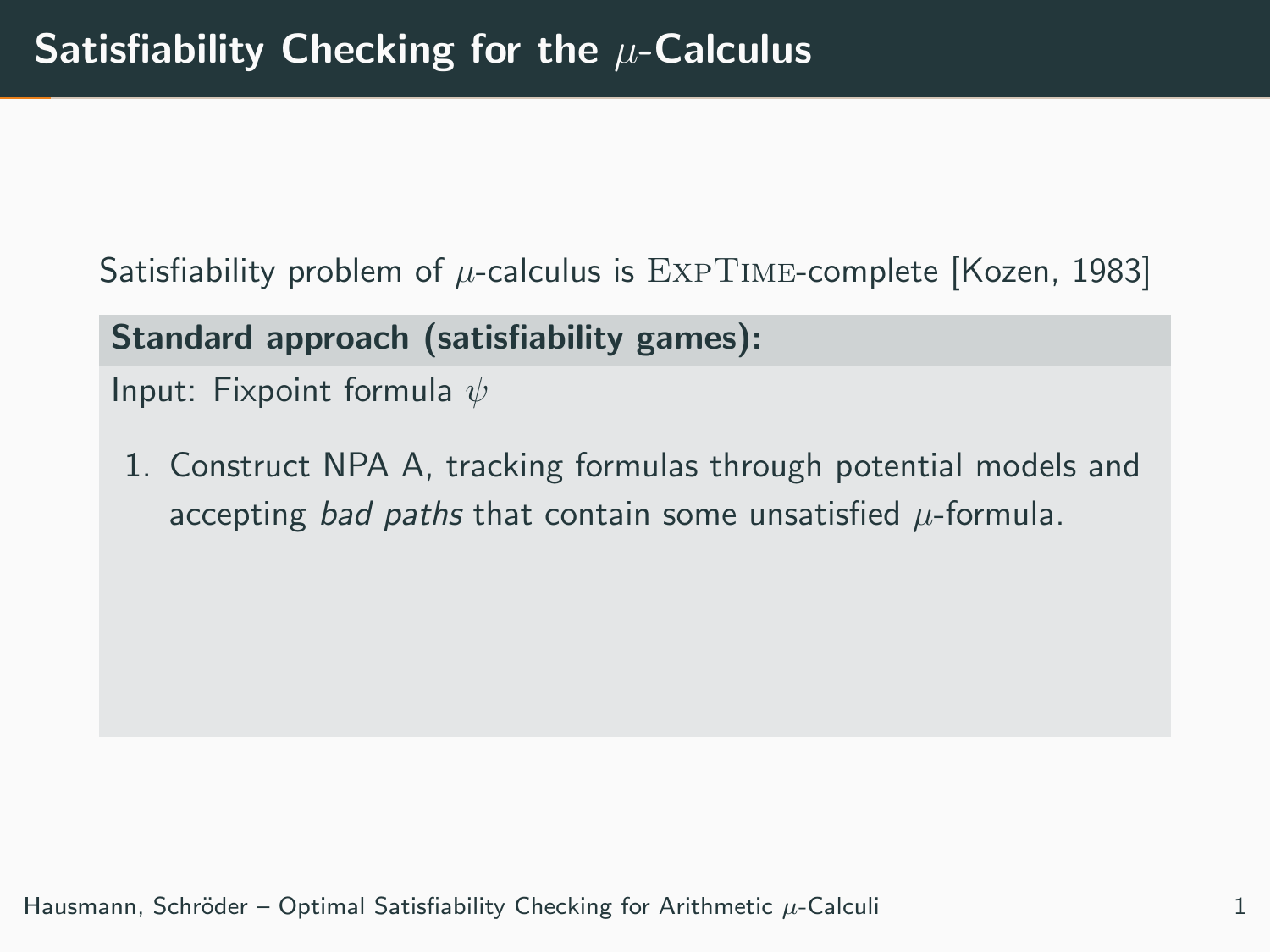# Satisfiability Checking for the $\mu$-Calculus

Satisfiability problem of $\mu$-calculus is ExpTime-complete [Kozen, 1983]

**Standard approach (satisfiability games):**

Input: Fixpoint formula $\psi$

1. Construct NPA A, tracking formulas through potential models and accepting *bad paths* that contain some unsatisfied $\mu$-formula.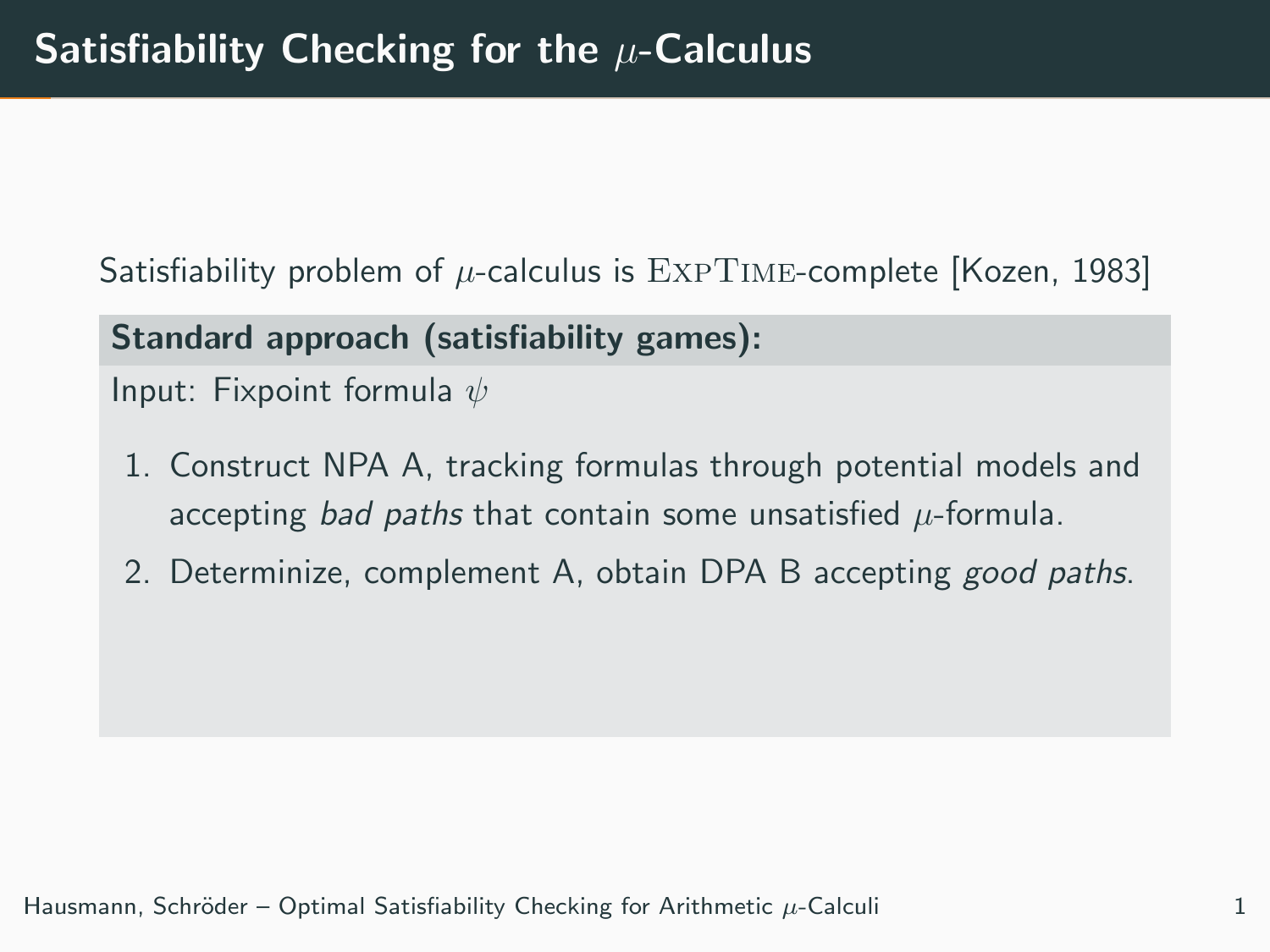# Satisfiability Checking for the $\mu$-Calculus

Satisfiability problem of $\mu$-calculus is ExpTime-complete [Kozen, 1983]

**Standard approach (satisfiability games):**

Input: Fixpoint formula $\psi$

1. Construct NPA A, tracking formulas through potential models and accepting *bad paths* that contain some unsatisfied $\mu$-formula.
2. Determinize, complement A, obtain DPA B accepting *good paths*.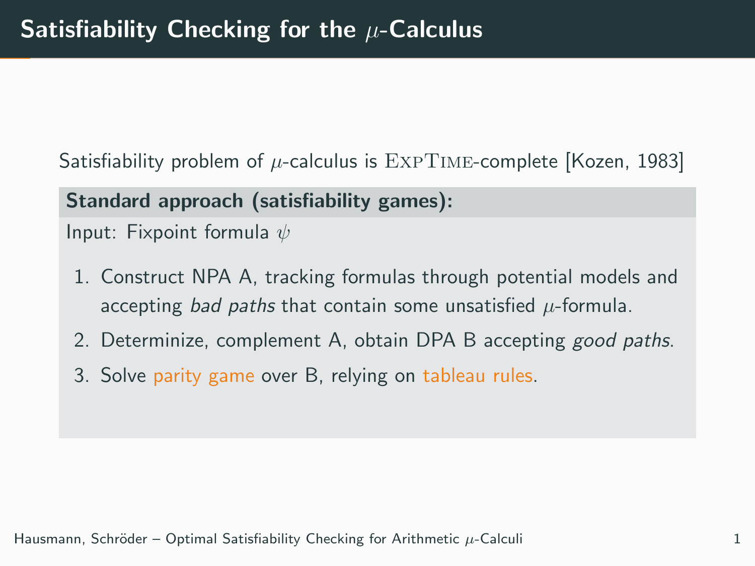# Satisfiability Checking for the $\mu$-Calculus

Satisfiability problem of $\mu$-calculus is ExpTime-complete [Kozen, 1983]

**Standard approach (satisfiability games):**

Input: Fixpoint formula $\psi$

1. Construct NPA A, tracking formulas through potential models and accepting *bad paths* that contain some unsatisfied $\mu$-formula.
2. Determinize, complement A, obtain DPA B accepting *good paths*.
3. Solve parity game over B, relying on tableau rules.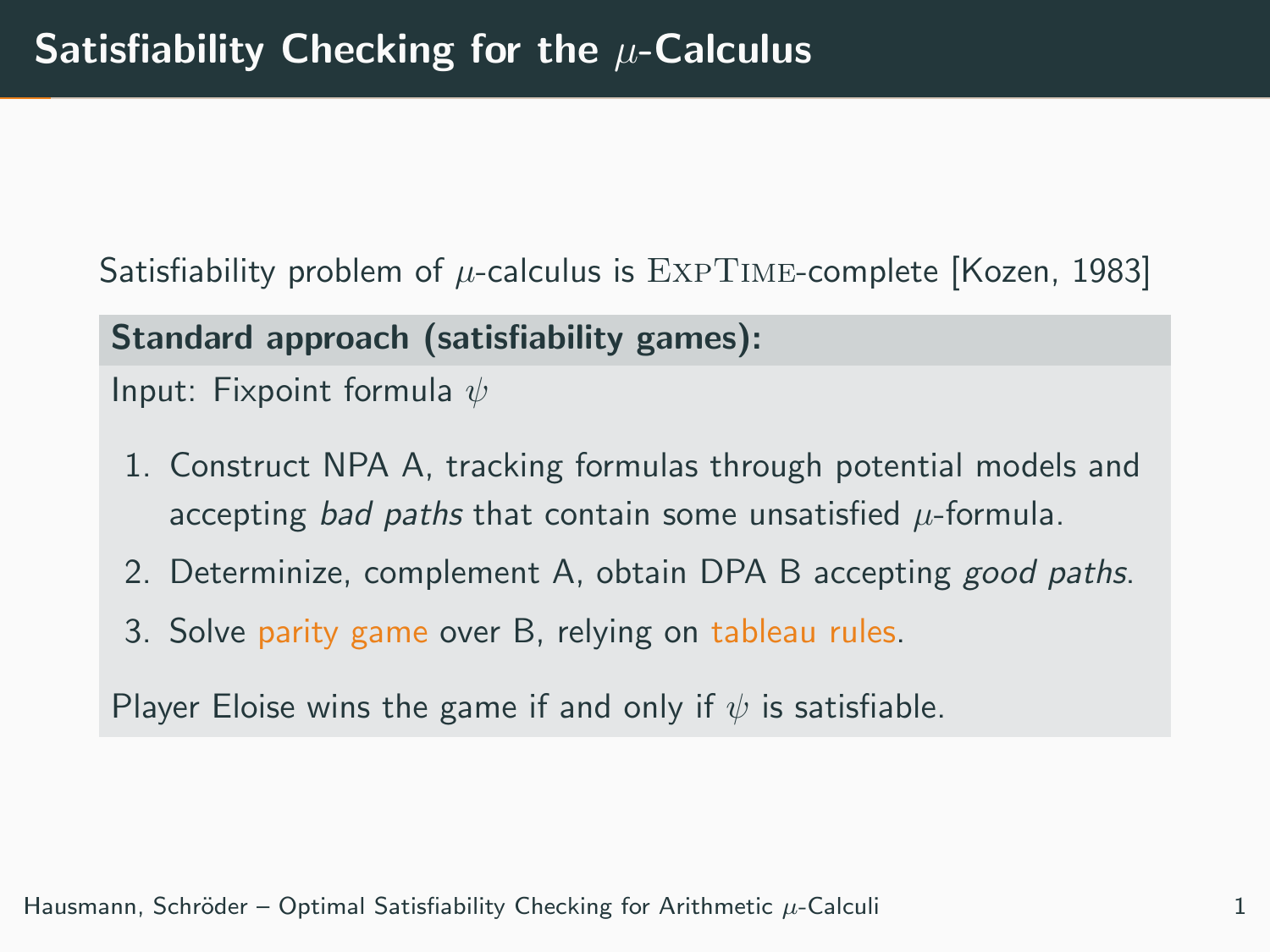# Satisfiability Checking for the $\mu$-Calculus

Satisfiability problem of $\mu$-calculus is ExpTime-complete [Kozen, 1983]

**Standard approach (satisfiability games):**

Input: Fixpoint formula $\psi$

1. Construct NPA A, tracking formulas through potential models and accepting *bad paths* that contain some unsatisfied $\mu$-formula.
2. Determinize, complement A, obtain DPA B accepting *good paths*.
3. Solve parity game over B, relying on tableau rules.

Player Eloise wins the game if and only if $\psi$ is satisfiable.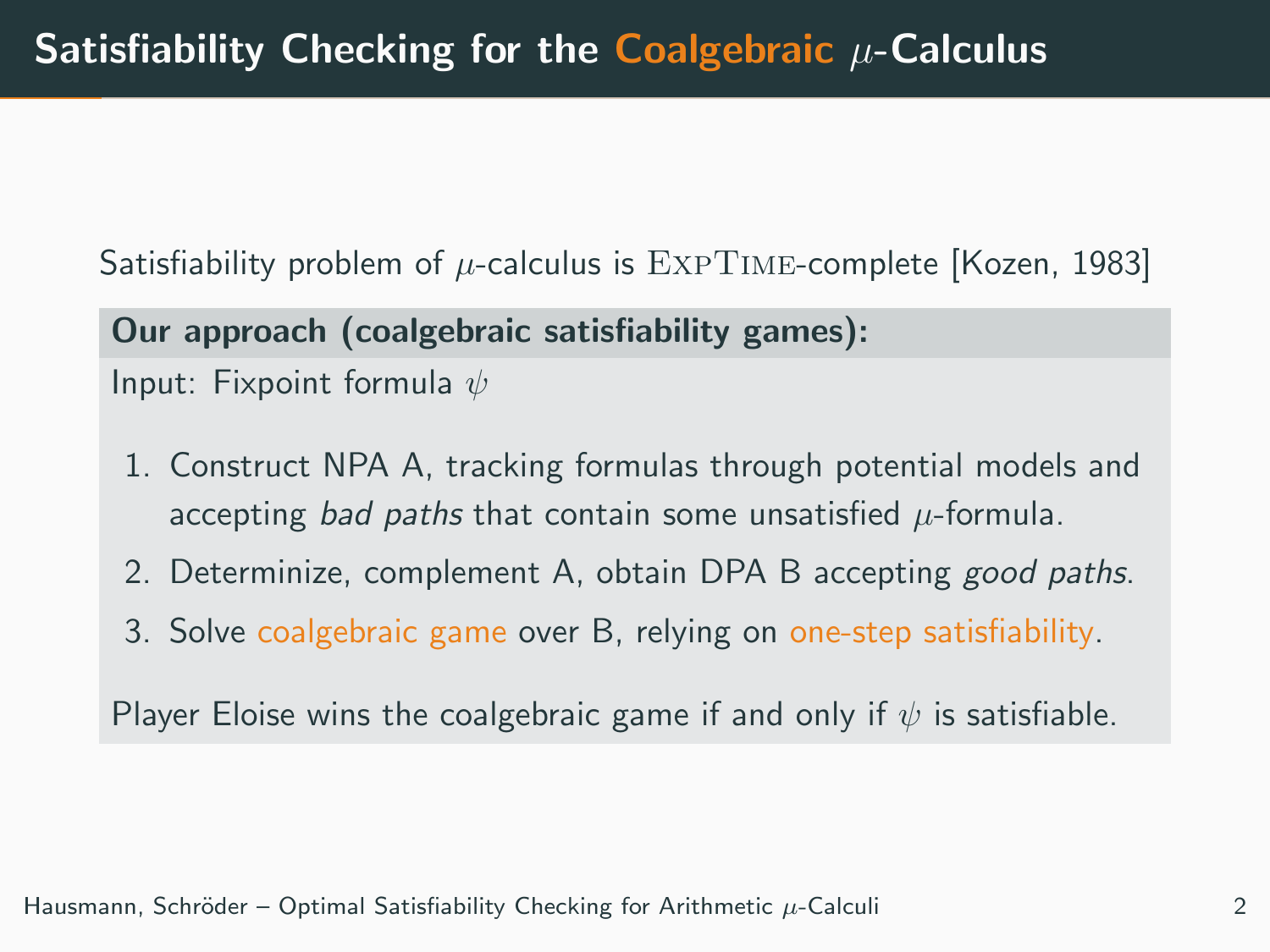# Satisfiability Checking for the Coalgebraic $\mu$-Calculus

Satisfiability problem of $\mu$-calculus is ExpTime-complete [Kozen, 1983]

**Our approach (coalgebraic satisfiability games):**

Input: Fixpoint formula $\psi$

1. Construct NPA A, tracking formulas through potential models and accepting *bad paths* that contain some unsatisfied $\mu$-formula.
2. Determinize, complement A, obtain DPA B accepting *good paths*.
3. Solve coalgebraic game over B, relying on one-step satisfiability.

Player Eloise wins the coalgebraic game if and only if $\psi$ is satisfiable.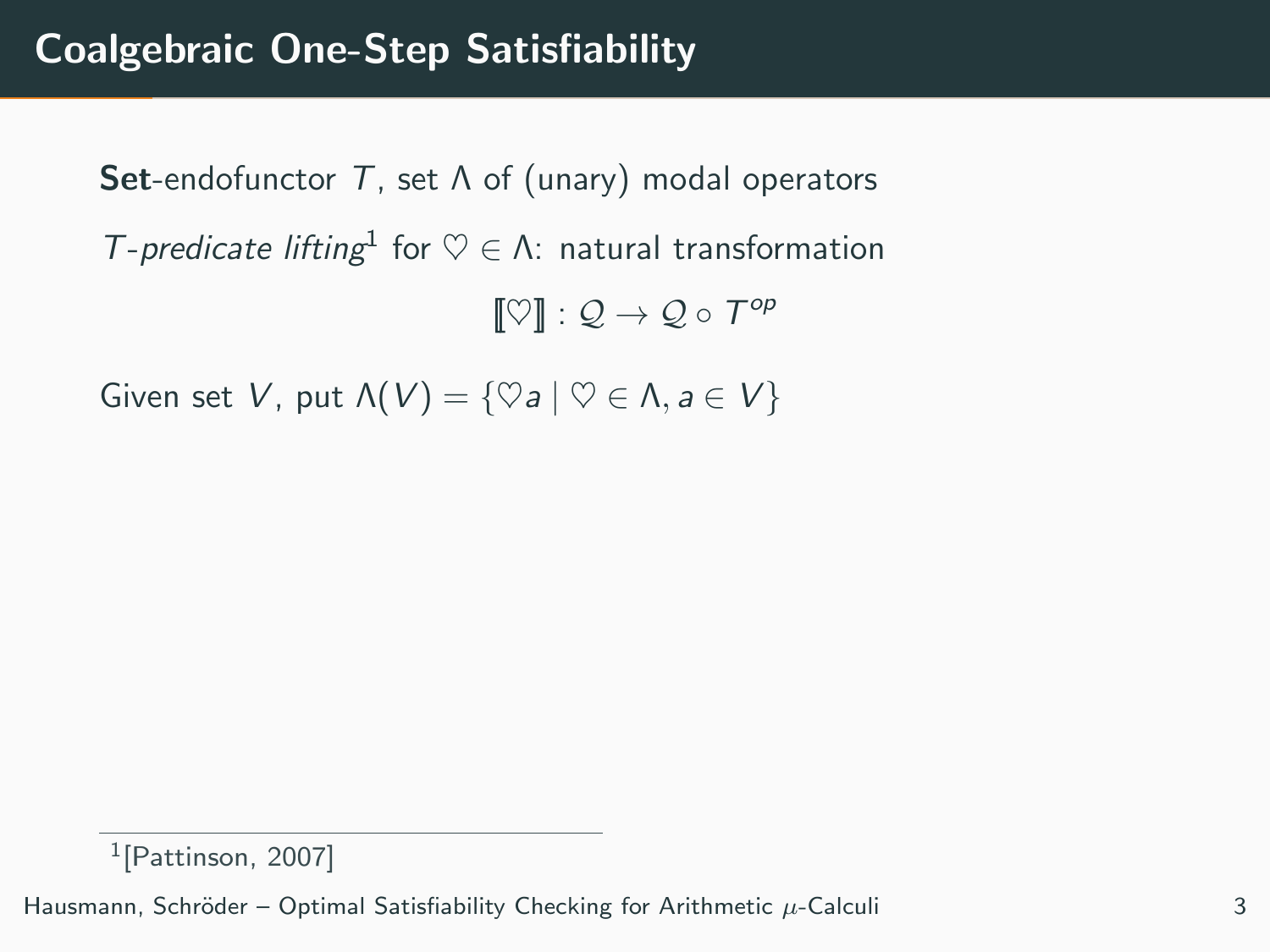# Coalgebraic One-Step Satisfiability

**Set**-endofunctor $T$, set $\Lambda$ of (unary) modal operators

*$T$-predicate lifting*[1] for $\heartsuit \in \Lambda$: natural transformation

$$[\![\heartsuit]\!] : \mathcal{Q} \to \mathcal{Q} \circ T^{op}$$

Given set $V$, put $\Lambda(V) = \{\heartsuit a \mid \heartsuit \in \Lambda, a \in V\}$

[1] [Pattinson, 2007]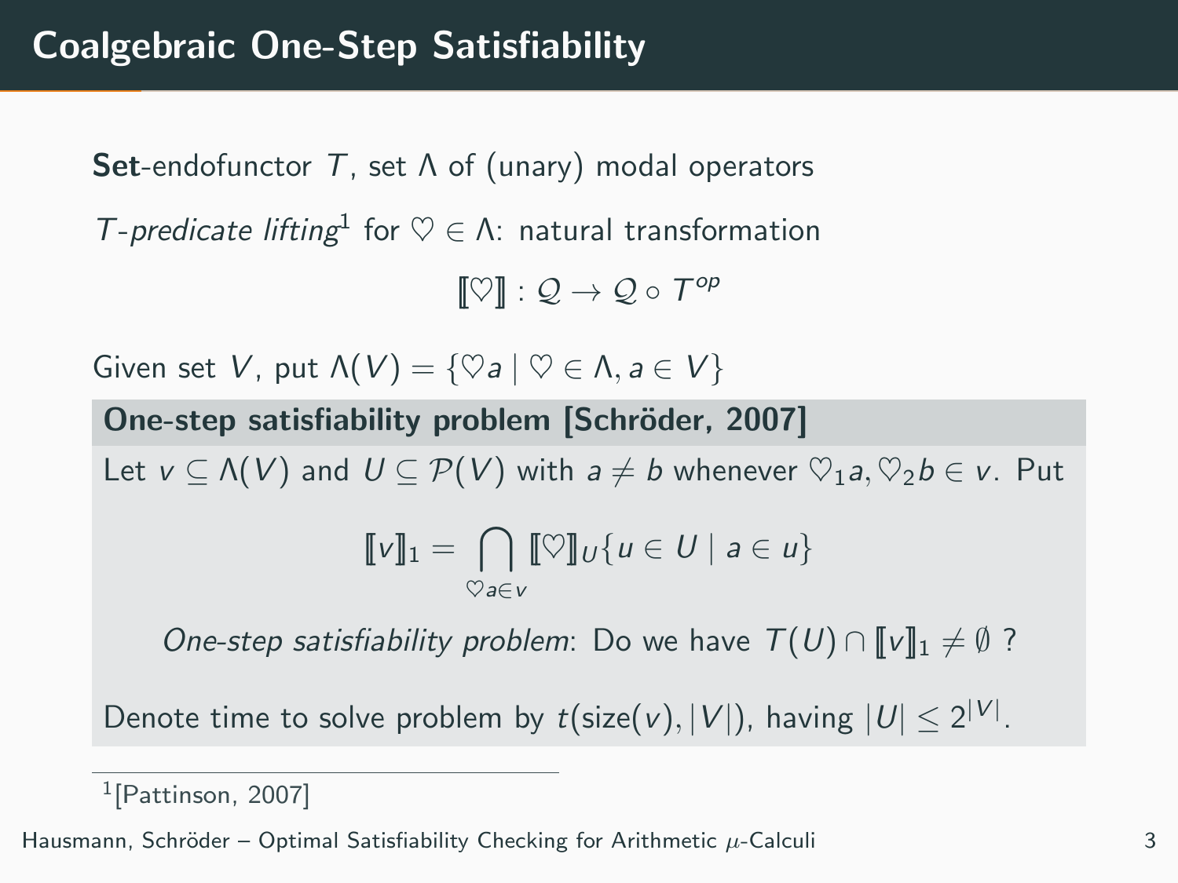# Coalgebraic One-Step Satisfiability

**Set**-endofunctor $T$, set $\Lambda$ of (unary) modal operators

*$T$-predicate lifting*[1] for $\heartsuit \in \Lambda$: natural transformation

$$[\![\heartsuit]\!] : \mathcal{Q} \to \mathcal{Q} \circ T^{op}$$

Given set $V$, put $\Lambda(V) = \{\heartsuit a \mid \heartsuit \in \Lambda, a \in V\}$

**One-step satisfiability problem [Schröder, 2007]**

Let $v \subseteq \Lambda(V)$ and $U \subseteq \mathcal{P}(V)$ with $a \neq b$ whenever $\heartsuit_1 a, \heartsuit_2 b \in v$. Put

$$[\![v]\!]_1 = \bigcap_{\heartsuit a \in v} [\![\heartsuit]\!]_U \{u \in U \mid a \in u\}$$

*One-step satisfiability problem*: Do we have $T(U) \cap [\![v]\!]_1 \neq \emptyset$ ?

Denote time to solve problem by $t(\text{size}(v), |V|)$, having $|U| \leq 2^{|V|}$.

[1] [Pattinson, 2007]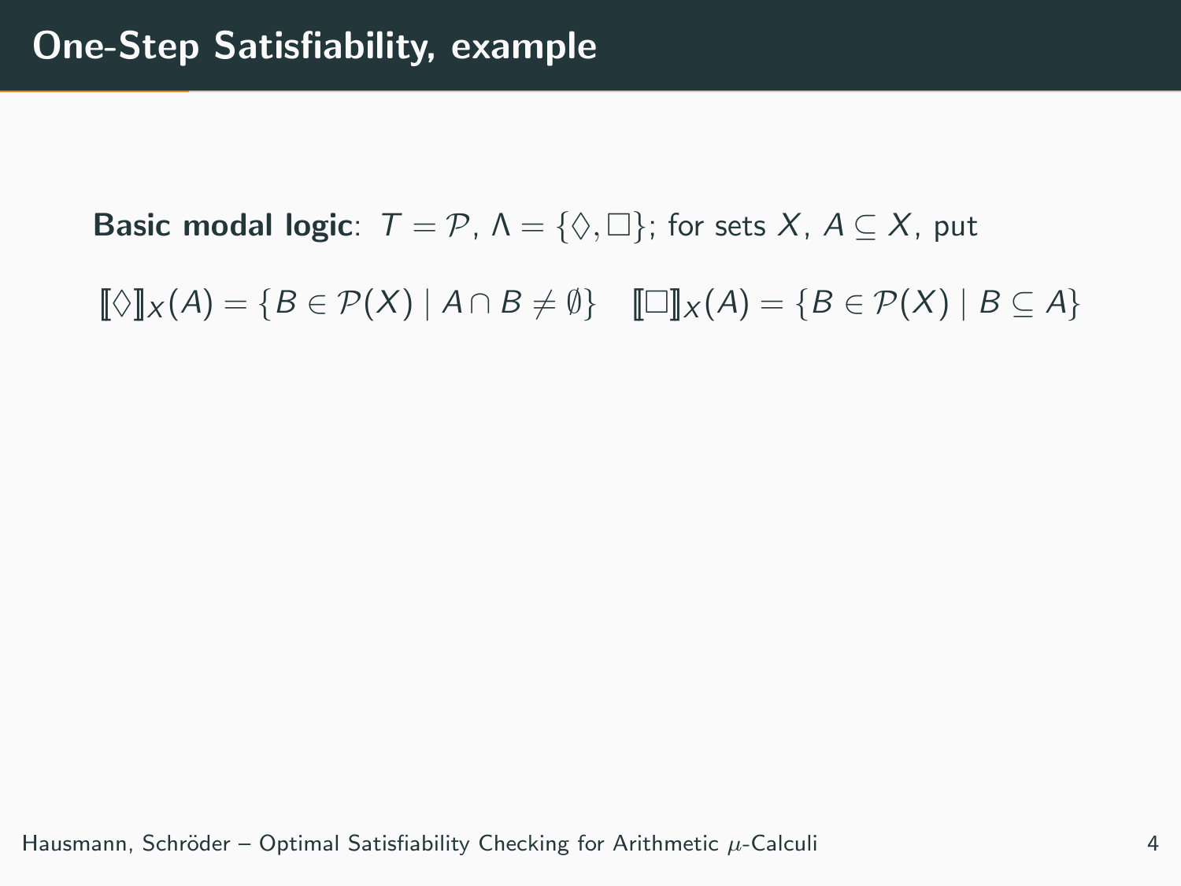# One-Step Satisfiability, example

**Basic modal logic**: $T = \mathcal{P}$, $\Lambda = \{\Diamond, \Box\}$; for sets $X$, $A \subseteq X$, put

$$[\![\Diamond]\!]_X(A) = \{B \in \mathcal{P}(X) \mid A \cap B \neq \emptyset\} \quad [\![\Box]\!]_X(A) = \{B \in \mathcal{P}(X) \mid B \subseteq A\}$$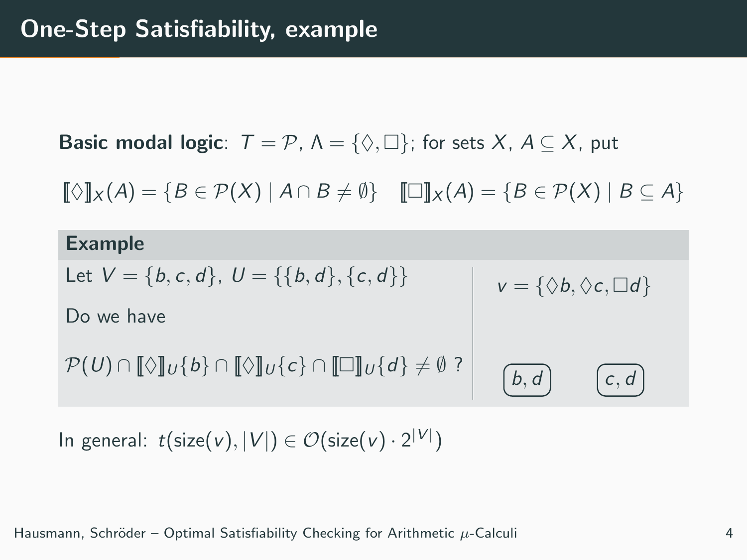# One-Step Satisfiability, example

**Basic modal logic**: $T = \mathcal{P}$, $\Lambda = \{\Diamond, \Box\}$; for sets $X$, $A \subseteq X$, put

$$[\![\Diamond]\!]_X(A) = \{B \in \mathcal{P}(X) \mid A \cap B \neq \emptyset\} \quad [\![\Box]\!]_X(A) = \{B \in \mathcal{P}(X) \mid B \subseteq A\}$$

**Example**

Let $V = \{b, c, d\}$, $U = \{\{b, d\}, \{c, d\}\}$

Do we have

$$\mathcal{P}(U) \cap [\![\Diamond]\!]_U\{b\} \cap [\![\Diamond]\!]_U\{c\} \cap [\![\Box]\!]_U\{d\} \neq \emptyset \text{ ?}$$

$v = \{\Diamond b, \Diamond c, \Box d\}$

$b, d$ $\quad$ $c, d$

In general: $t(\text{size}(v), |V|) \in \mathcal{O}(\text{size}(v) \cdot 2^{|V|})$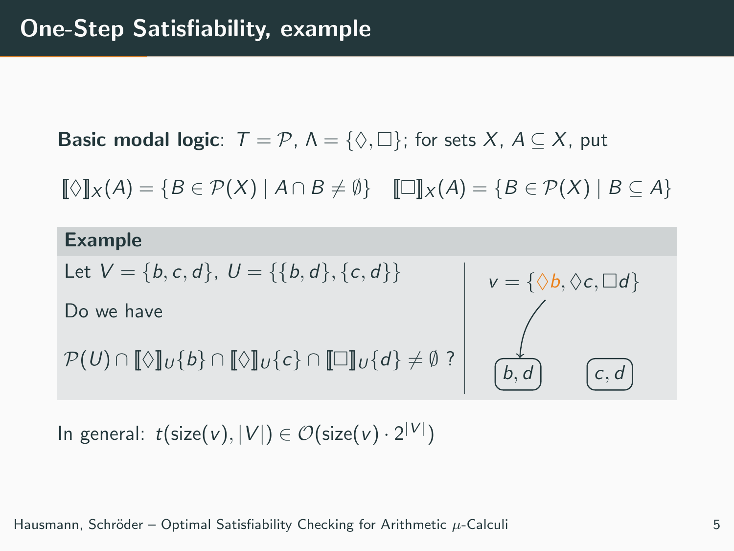# One-Step Satisfiability, example

**Basic modal logic**: $T = \mathcal{P}$, $\Lambda = \{\Diamond, \Box\}$; for sets $X$, $A \subseteq X$, put

$$[\![\Diamond]\!]_X(A) = \{B \in \mathcal{P}(X) \mid A \cap B \neq \emptyset\} \quad [\![\Box]\!]_X(A) = \{B \in \mathcal{P}(X) \mid B \subseteq A\}$$

**Example**

Let $V = \{b, c, d\}$, $U = \{\{b, d\}, \{c, d\}\}$

Do we have

$$\mathcal{P}(U) \cap [\![\Diamond]\!]_U\{b\} \cap [\![\Diamond]\!]_U\{c\} \cap [\![\Box]\!]_U\{d\} \neq \emptyset \text{ ?}$$

$v = \{\Diamond b, \Diamond c, \Box d\}$

$b, d$ $\quad$ $c, d$

In general: $t(\text{size}(v), |V|) \in \mathcal{O}(\text{size}(v) \cdot 2^{|V|})$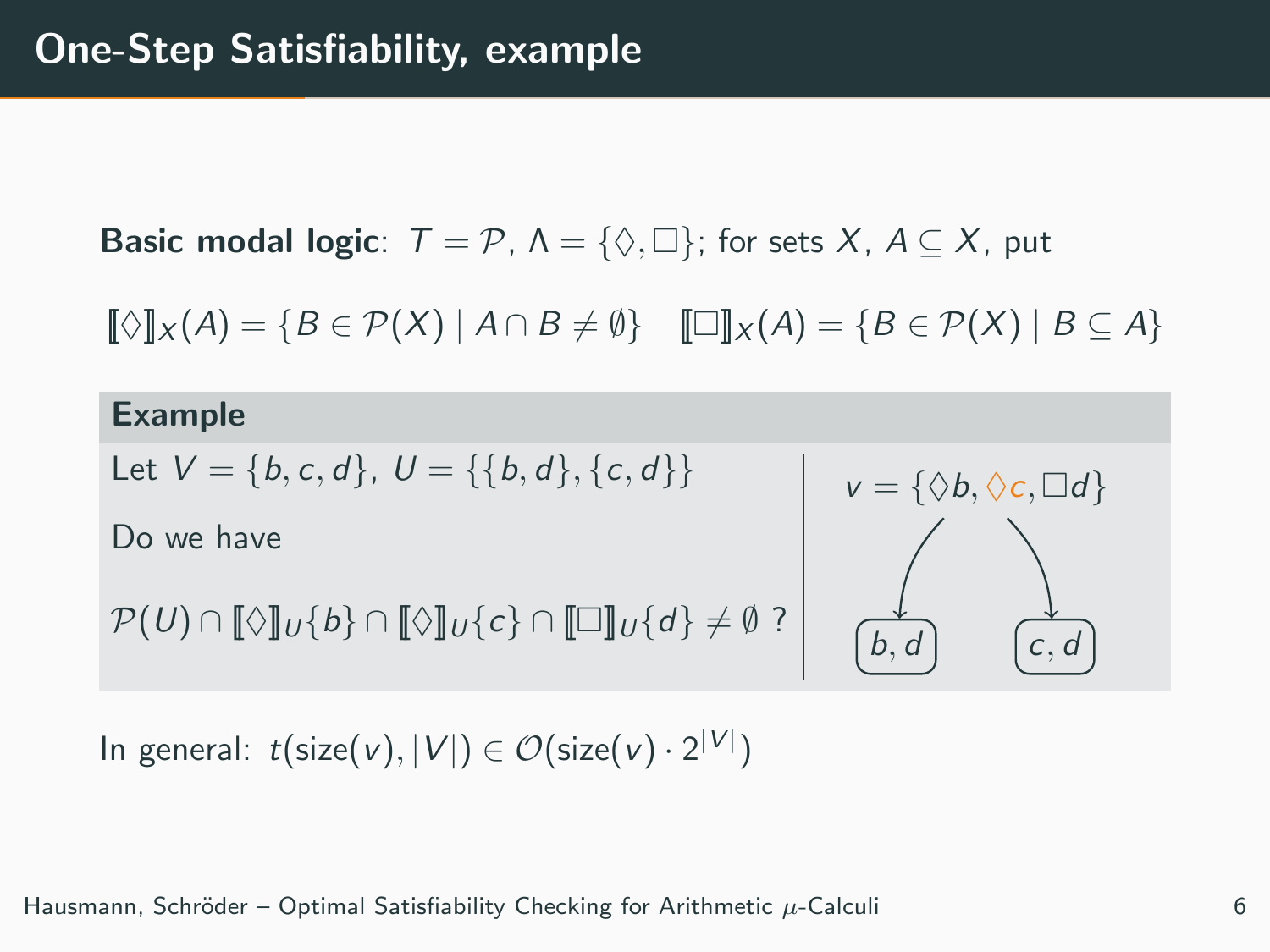# One-Step Satisfiability, example

**Basic modal logic**: $T = \mathcal{P}$, $\Lambda = \{\Diamond, \Box\}$; for sets $X$, $A \subseteq X$, put

$$[\![\Diamond]\!]_X(A) = \{B \in \mathcal{P}(X) \mid A \cap B \neq \emptyset\} \quad [\![\Box]\!]_X(A) = \{B \in \mathcal{P}(X) \mid B \subseteq A\}$$

**Example**

Let $V = \{b, c, d\}$, $U = \{\{b, d\}, \{c, d\}\}$

Do we have

$$\mathcal{P}(U) \cap [\![\Diamond]\!]_U\{b\} \cap [\![\Diamond]\!]_U\{c\} \cap [\![\Box]\!]_U\{d\} \neq \emptyset \text{ ?}$$

$v = \{\Diamond b, \Diamond c, \Box d\}$

$b, d$ &nbsp;&nbsp;&nbsp; $c, d$

In general: $t(\text{size}(v), |V|) \in \mathcal{O}(\text{size}(v) \cdot 2^{|V|})$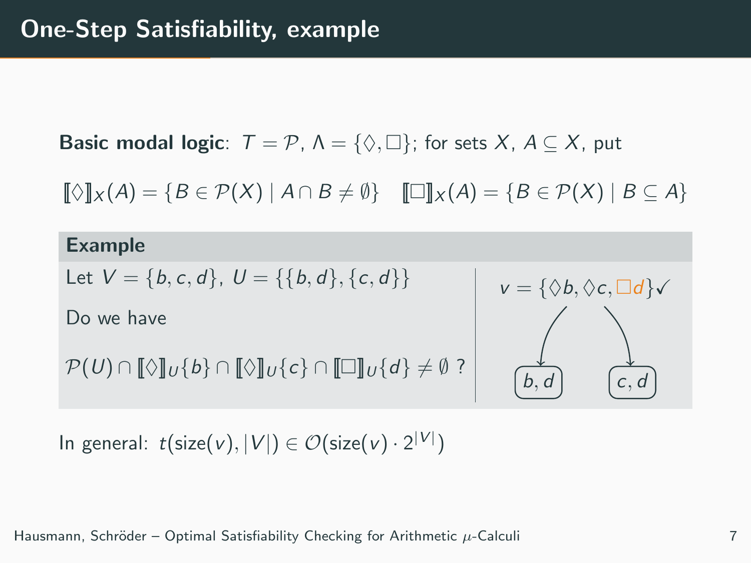# One-Step Satisfiability, example

**Basic modal logic**: $T = \mathcal{P}$, $\Lambda = \{\Diamond, \Box\}$; for sets $X$, $A \subseteq X$, put

$$[\![\Diamond]\!]_X(A) = \{B \in \mathcal{P}(X) \mid A \cap B \neq \emptyset\} \quad [\![\Box]\!]_X(A) = \{B \in \mathcal{P}(X) \mid B \subseteq A\}$$

**Example**

Let $V = \{b, c, d\}$, $U = \{\{b, d\}, \{c, d\}\}$

Do we have

$$\mathcal{P}(U) \cap [\![\Diamond]\!]_U\{b\} \cap [\![\Diamond]\!]_U\{c\} \cap [\![\Box]\!]_U\{d\} \neq \emptyset \text{ ?}$$

$v = \{\Diamond b, \Diamond c, \Box d\}$✓

$b, d$ &nbsp;&nbsp;&nbsp; $c, d$

In general: $t(\text{size}(v), |V|) \in \mathcal{O}(\text{size}(v) \cdot 2^{|V|})$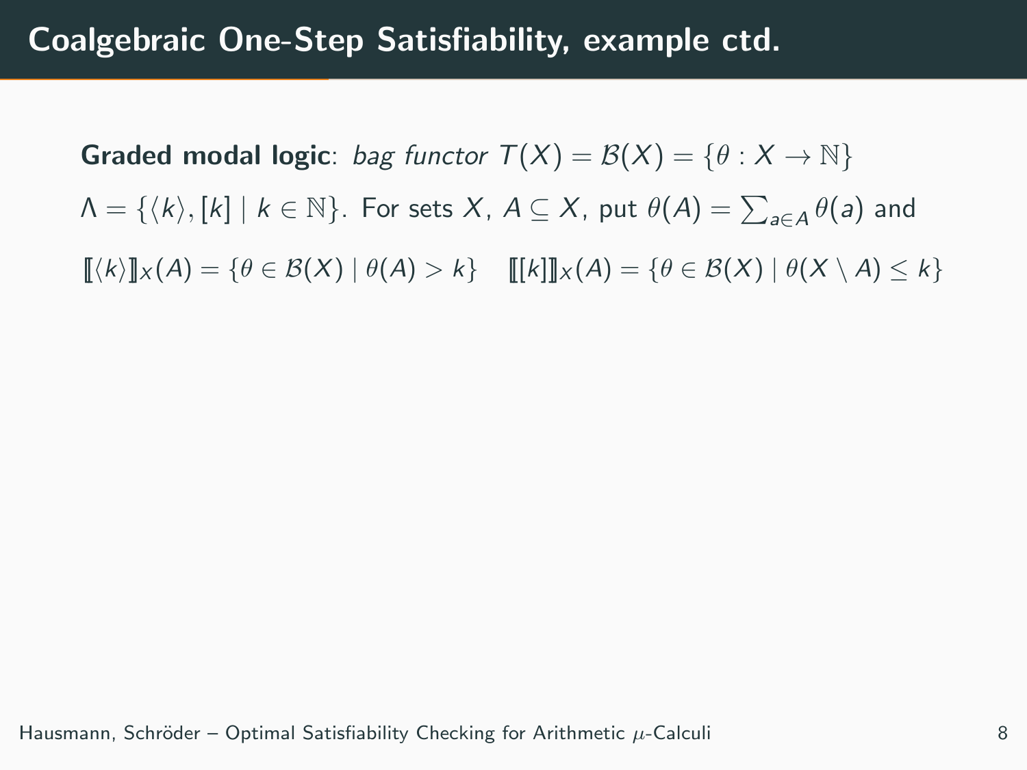# Coalgebraic One-Step Satisfiability, example ctd.

**Graded modal logic**: *bag functor* $T(X) = \mathcal{B}(X) = \{\theta : X \to \mathbb{N}\}$

$\Lambda = \{\langle k \rangle, [k] \mid k \in \mathbb{N}\}$. For sets $X$, $A \subseteq X$, put $\theta(A) = \sum_{a \in A} \theta(a)$ and

$[\![\langle k \rangle]\!]_X(A) = \{\theta \in \mathcal{B}(X) \mid \theta(A) > k\}$ $\quad [\![[k]]\!]_X(A) = \{\theta \in \mathcal{B}(X) \mid \theta(X \setminus A) \leq k\}$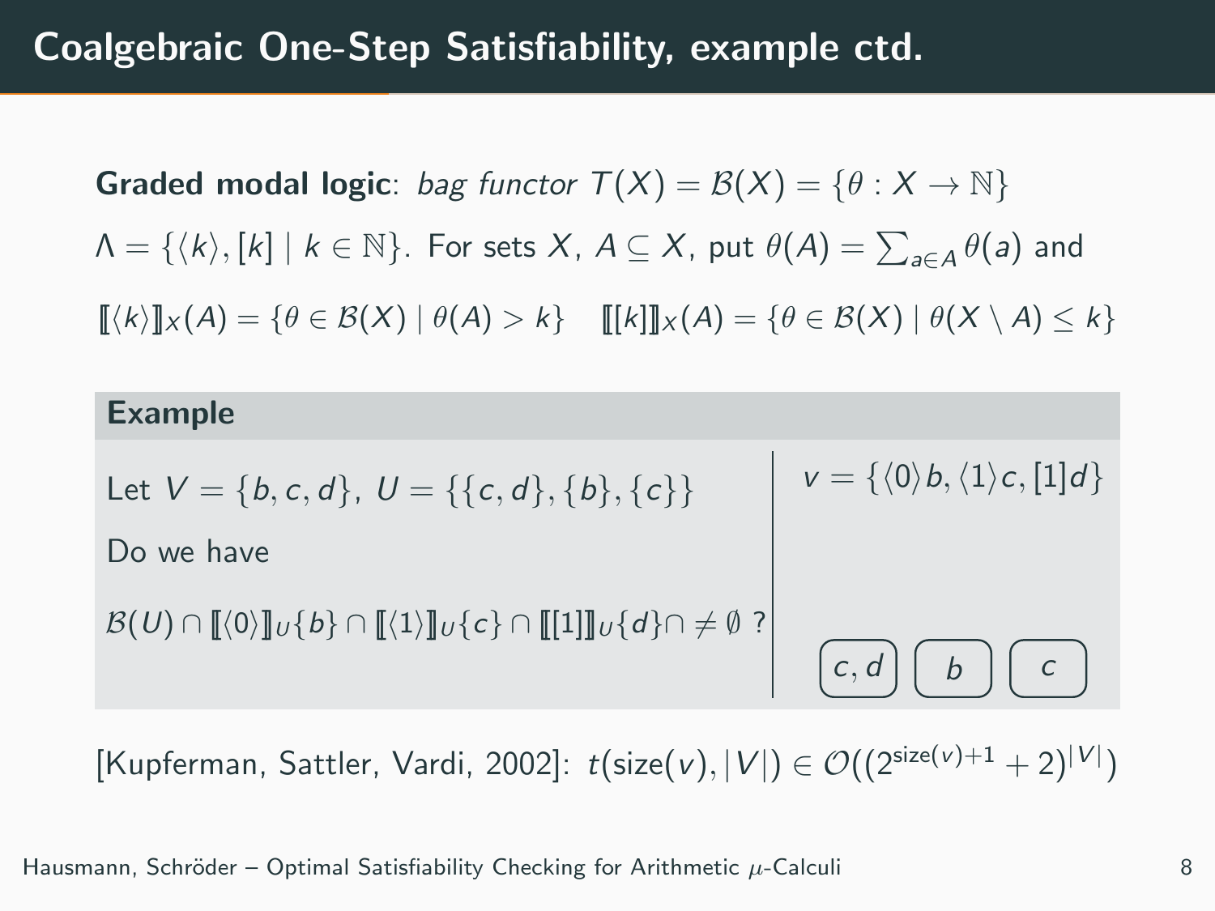# Coalgebraic One-Step Satisfiability, example ctd.

**Graded modal logic**: *bag functor* $T(X) = \mathcal{B}(X) = \{\theta : X \to \mathbb{N}\}$

$\Lambda = \{\langle k \rangle, [k] \mid k \in \mathbb{N}\}$. For sets $X$, $A \subseteq X$, put $\theta(A) = \sum_{a \in A} \theta(a)$ and

$[\![\langle k \rangle]\!]_X(A) = \{\theta \in \mathcal{B}(X) \mid \theta(A) > k\}$ $\quad [\![[k]]\!]_X(A) = \{\theta \in \mathcal{B}(X) \mid \theta(X \setminus A) \leq k\}$

### Example

Let $V = \{b, c, d\}$, $U = \{\{c, d\}, \{b\}, \{c\}\}$

Do we have

$\mathcal{B}(U) \cap [\![\langle 0 \rangle]\!]_U\{b\} \cap [\![\langle 1 \rangle]\!]_U\{c\} \cap [\![[1]]\!]_U\{d\} \cap \neq \emptyset$ ?

$v = \{\langle 0 \rangle b, \langle 1 \rangle c, [1] d\}$

$c, d$ $\quad b$ $\quad c$

[Kupferman, Sattler, Vardi, 2002]: $t(\text{size}(v), |V|) \in \mathcal{O}((2^{\text{size}(v)+1} + 2)^{|V|})$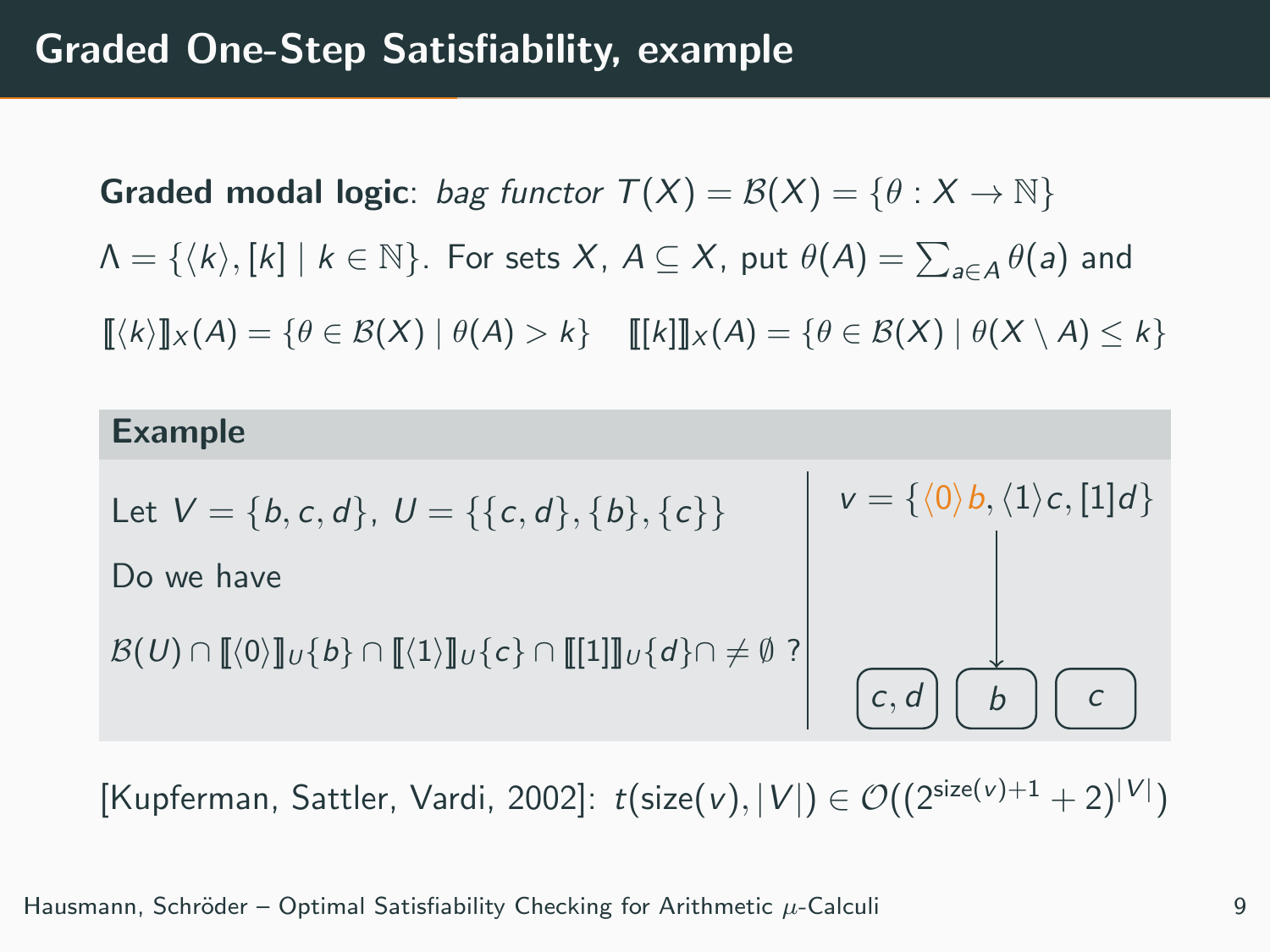# Graded One-Step Satisfiability, example

**Graded modal logic**: *bag functor* $T(X) = \mathcal{B}(X) = \{\theta : X \to \mathbb{N}\}$

$\Lambda = \{\langle k \rangle, [k] \mid k \in \mathbb{N}\}$. For sets $X$, $A \subseteq X$, put $\theta(A) = \sum_{a \in A} \theta(a)$ and

$[\![\langle k \rangle]\!]_X(A) = \{\theta \in \mathcal{B}(X) \mid \theta(A) > k\}$ $\quad$ $[\![[k]]\!]_X(A) = \{\theta \in \mathcal{B}(X) \mid \theta(X \setminus A) \leq k\}$

### Example

Let $V = \{b, c, d\}$, $U = \{\{c, d\}, \{b\}, \{c\}\}$

Do we have

$\mathcal{B}(U) \cap [\![\langle 0 \rangle]\!]_U\{b\} \cap [\![\langle 1 \rangle]\!]_U\{c\} \cap [\![[1]]\!]_U\{d\} \cap \neq \emptyset$ ?

$v = \{\langle 0 \rangle b, \langle 1 \rangle c, [1]d\}$

$c, d$ $\quad$ $b$ $\quad$ $c$

[Kupferman, Sattler, Vardi, 2002]: $t(\text{size}(v), |V|) \in \mathcal{O}((2^{\text{size}(v)+1} + 2)^{|V|})$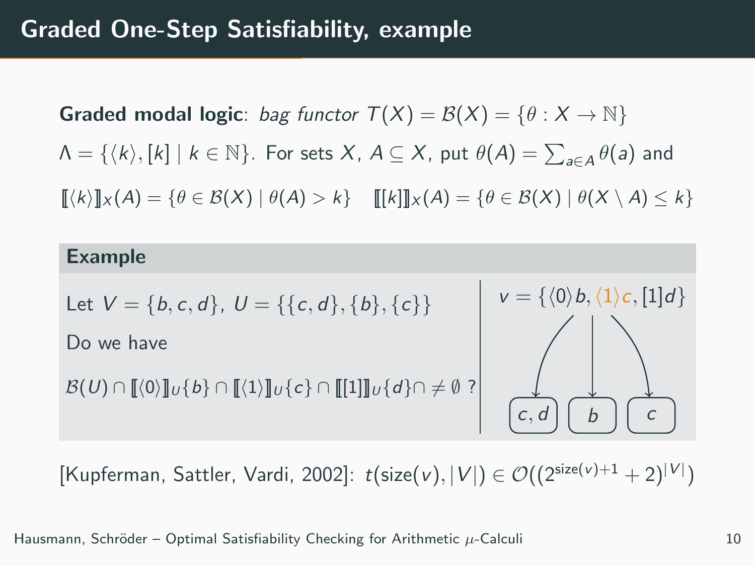## Graded One-Step Satisfiability, example

**Graded modal logic**: *bag functor* $T(X) = \mathcal{B}(X) = \{\theta : X \to \mathbb{N}\}$

$\Lambda = \{\langle k \rangle, [k] \mid k \in \mathbb{N}\}$. For sets $X$, $A \subseteq X$, put $\theta(A) = \sum_{a \in A} \theta(a)$ and

$[\![\langle k \rangle]\!]_X(A) = \{\theta \in \mathcal{B}(X) \mid \theta(A) > k\}$ $\quad [\![[k]]\!]_X(A) = \{\theta \in \mathcal{B}(X) \mid \theta(X \setminus A) \leq k\}$

**Example**

Let $V = \{b, c, d\}$, $U = \{\{c, d\}, \{b\}, \{c\}\}$

Do we have

$\mathcal{B}(U) \cap [\![\langle 0 \rangle]\!]_U\{b\} \cap [\![\langle 1 \rangle]\!]_U\{c\} \cap [\![[1]]\!]_U\{d\} \cap \neq \emptyset$ ?

$v = \{\langle 0 \rangle b, \langle 1 \rangle c, [1]d\}$

$c, d$ $\quad b \quad$ $c$

[Kupferman, Sattler, Vardi, 2002]: $t(\text{size}(v), |V|) \in \mathcal{O}((2^{\text{size}(v)+1} + 2)^{|V|})$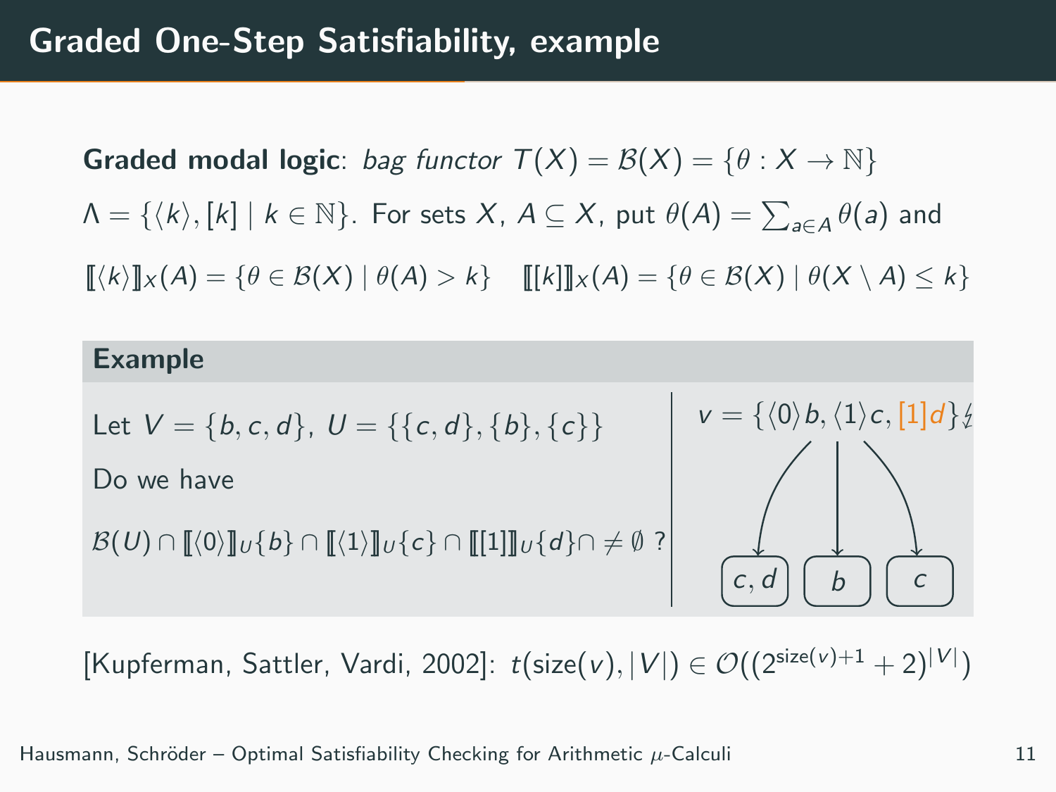# Graded One-Step Satisfiability, example

**Graded modal logic**: *bag functor* $T(X) = \mathcal{B}(X) = \{\theta : X \to \mathbb{N}\}$

$\Lambda = \{\langle k \rangle, [k] \mid k \in \mathbb{N}\}$. For sets $X$, $A \subseteq X$, put $\theta(A) = \sum_{a \in A} \theta(a)$ and

$[\![\langle k \rangle]\!]_X(A) = \{\theta \in \mathcal{B}(X) \mid \theta(A) > k\}$ $\quad [\![[k]]\!]_X(A) = \{\theta \in \mathcal{B}(X) \mid \theta(X \setminus A) \leq k\}$

### Example

Let $V = \{b, c, d\}$, $U = \{\{c, d\}, \{b\}, \{c\}\}$

Do we have

$\mathcal{B}(U) \cap [\![\langle 0 \rangle]\!]_U\{b\} \cap [\![\langle 1 \rangle]\!]_U\{c\} \cap [\![[1]]\!]_U\{d\} \cap \neq \emptyset$ ?

$v = \{\langle 0 \rangle b, \langle 1 \rangle c, [1]d\} \not\downarrow$

$c, d$ $\quad b$ $\quad c$

[Kupferman, Sattler, Vardi, 2002]: $t(\text{size}(v), |V|) \in \mathcal{O}((2^{\text{size}(v)+1} + 2)^{|V|})$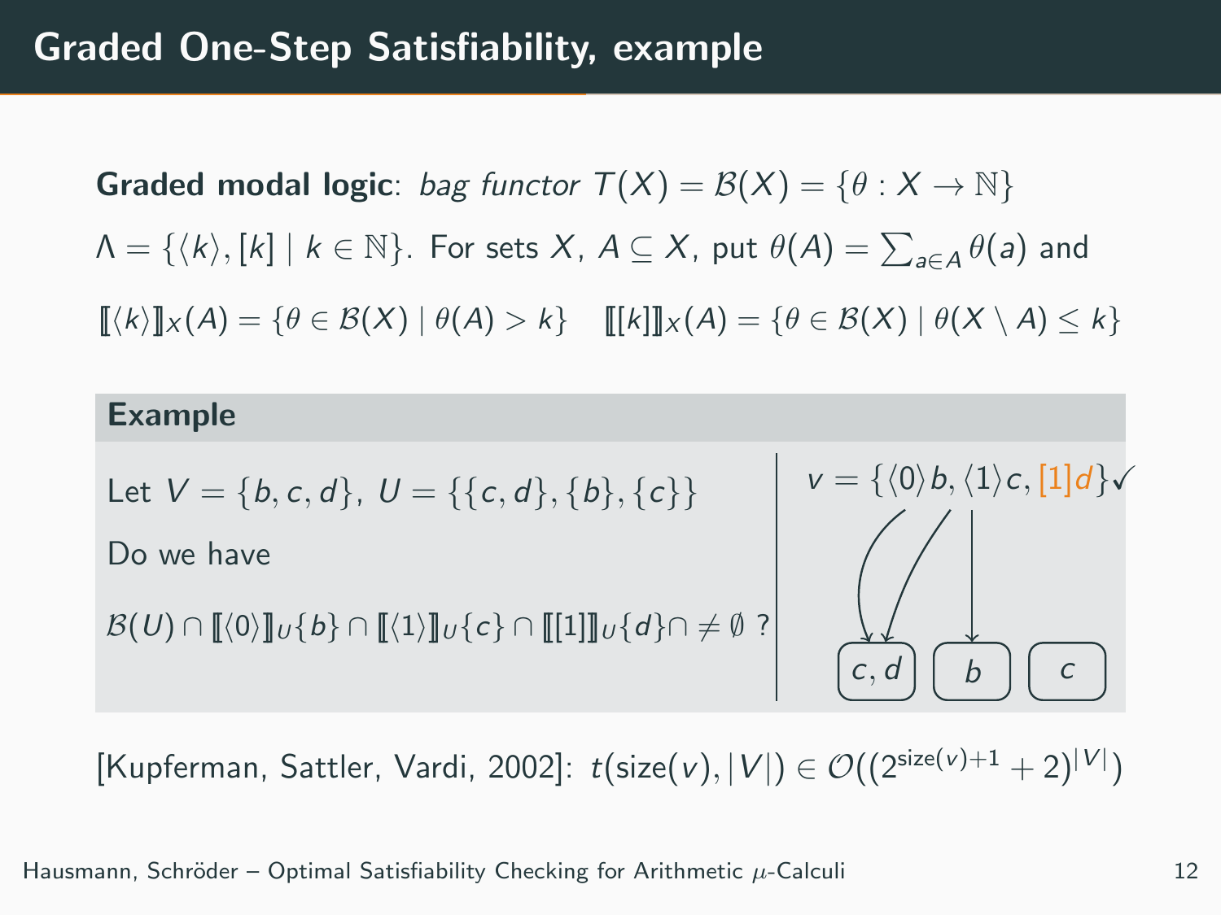# Graded One-Step Satisfiability, example

**Graded modal logic**: *bag functor* $T(X) = \mathcal{B}(X) = \{\theta : X \to \mathbb{N}\}$

$\Lambda = \{\langle k \rangle, [k] \mid k \in \mathbb{N}\}$. For sets $X$, $A \subseteq X$, put $\theta(A) = \sum_{a \in A} \theta(a)$ and

$[\![\langle k \rangle]\!]_X(A) = \{\theta \in \mathcal{B}(X) \mid \theta(A) > k\}$ $\quad [\![[k]]\!]_X(A) = \{\theta \in \mathcal{B}(X) \mid \theta(X \setminus A) \leq k\}$

## Example

Let $V = \{b, c, d\}$, $U = \{\{c, d\}, \{b\}, \{c\}\}$

Do we have

$\mathcal{B}(U) \cap [\![\langle 0 \rangle]\!]_U\{b\} \cap [\![\langle 1 \rangle]\!]_U\{c\} \cap [\![[1]]\!]_U\{d\} \cap \neq \emptyset$ ?

$v = \{\langle 0 \rangle b, \langle 1 \rangle c, [1] d\}$ ✓

$c, d$ $\quad b \quad c$

[Kupferman, Sattler, Vardi, 2002]: $t(\text{size}(v), |V|) \in \mathcal{O}((2^{\text{size}(v)+1} + 2)^{|V|})$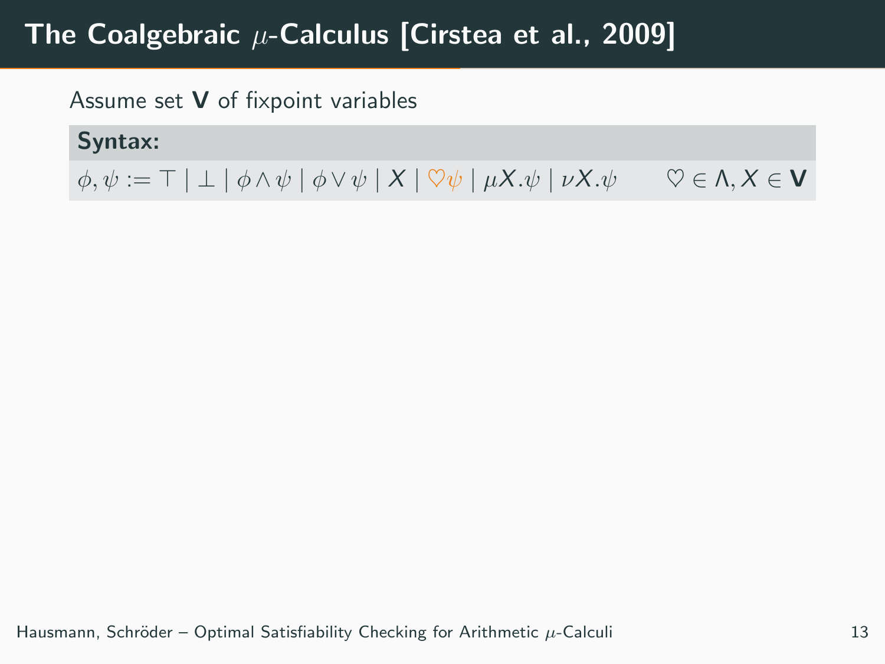# The Coalgebraic $\mu$-Calculus [Cirstea et al., 2009]

Assume set $\mathbf{V}$ of fixpoint variables

**Syntax:**

$$\phi, \psi := \top \mid \bot \mid \phi \wedge \psi \mid \phi \vee \psi \mid X \mid \heartsuit\psi \mid \mu X.\psi \mid \nu X.\psi \qquad \heartsuit \in \Lambda, X \in \mathbf{V}$$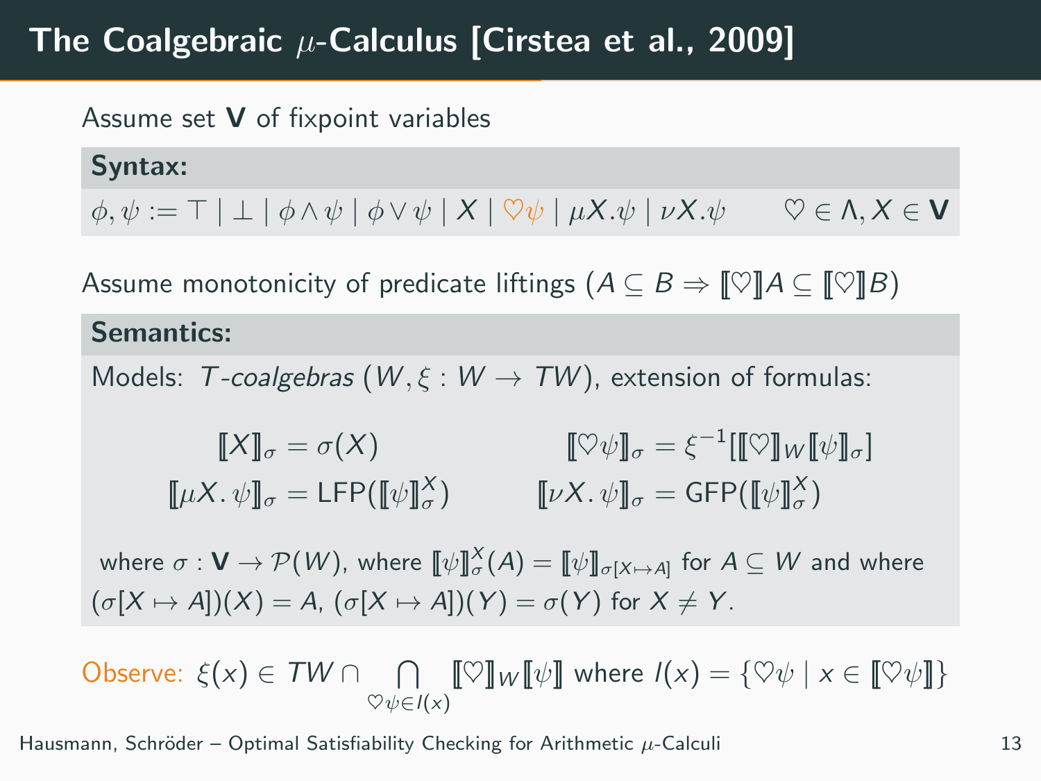# The Coalgebraic $\mu$-Calculus [Cirstea et al., 2009]

Assume set $\mathbf{V}$ of fixpoint variables

**Syntax:**

$$\phi, \psi := \top \mid \bot \mid \phi \wedge \psi \mid \phi \vee \psi \mid X \mid \heartsuit\psi \mid \mu X.\psi \mid \nu X.\psi \qquad \heartsuit \in \Lambda, X \in \mathbf{V}$$

Assume monotonicity of predicate liftings ($A \subseteq B \Rightarrow [\![\heartsuit]\!] A \subseteq [\![\heartsuit]\!] B$)

**Semantics:**

Models: *$T$-coalgebras* $(W, \xi : W \to TW)$, extension of formulas:

$$[\![X]\!]_\sigma = \sigma(X) \qquad [\![\heartsuit\psi]\!]_\sigma = \xi^{-1}[[\![\heartsuit]\!]_W [\![\psi]\!]_\sigma]$$

$$[\![\mu X.\, \psi]\!]_\sigma = \mathsf{LFP}([\![\psi]\!]^X_\sigma) \qquad [\![\nu X.\, \psi]\!]_\sigma = \mathsf{GFP}([\![\psi]\!]^X_\sigma)$$

where $\sigma : \mathbf{V} \to \mathcal{P}(W)$, where $[\![\psi]\!]^X_\sigma(A) = [\![\psi]\!]_{\sigma[X \mapsto A]}$ for $A \subseteq W$ and where $(\sigma[X \mapsto A])(X) = A$, $(\sigma[X \mapsto A])(Y) = \sigma(Y)$ for $X \neq Y$.

Observe: $\xi(x) \in TW \cap \bigcap_{\heartsuit\psi \in I(x)} [\![\heartsuit]\!]_W [\![\psi]\!]$ where $I(x) = \{\heartsuit\psi \mid x \in [\![\heartsuit\psi]\!]\}$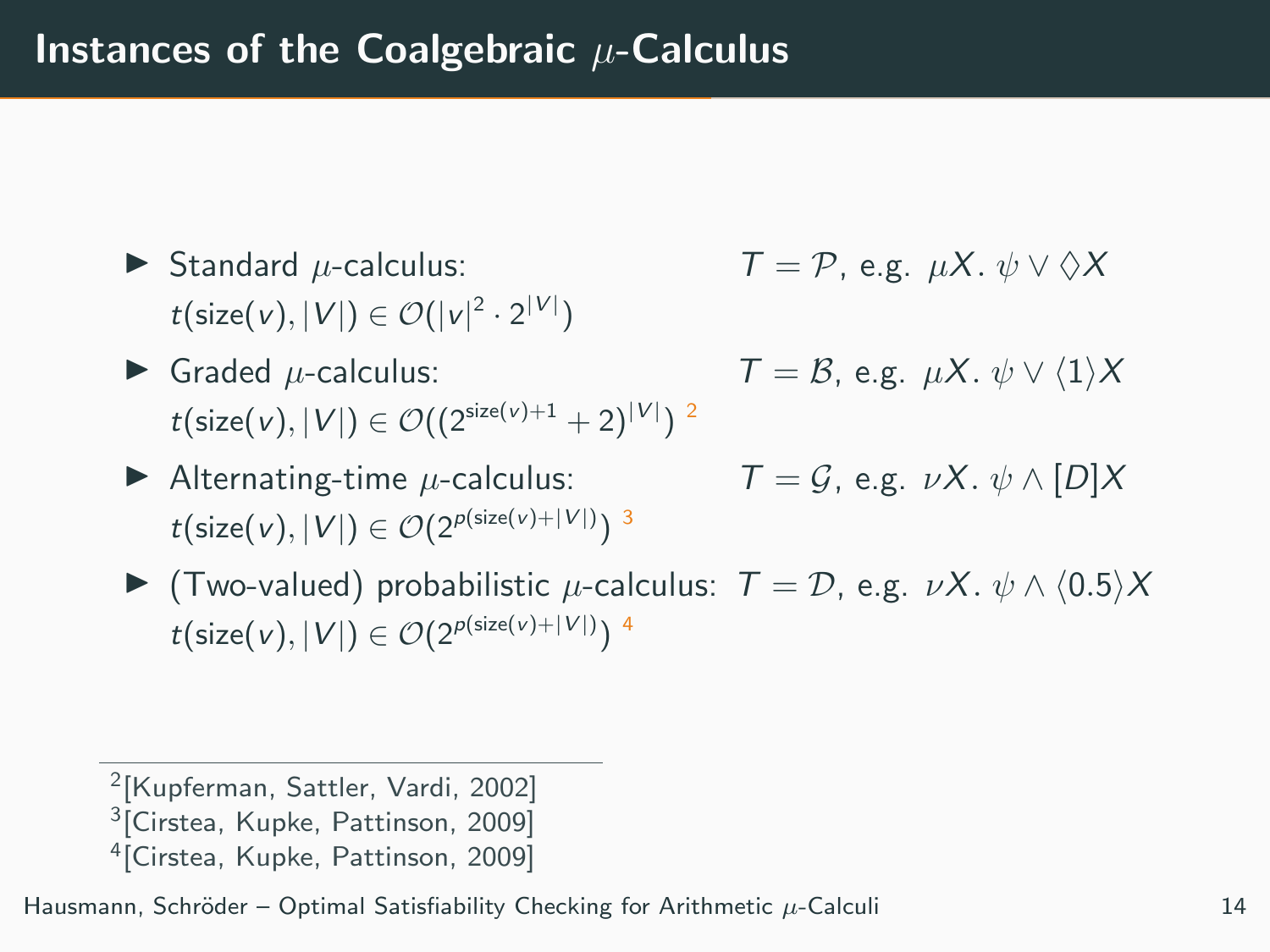# Instances of the Coalgebraic $\mu$-Calculus

- Standard $\mu$-calculus: $T = \mathcal{P}$, e.g. $\mu X.\, \psi \vee \Diamond X$
  $t(\mathsf{size}(v), |V|) \in \mathcal{O}(|v|^2 \cdot 2^{|V|})$
- Graded $\mu$-calculus: $T = \mathcal{B}$, e.g. $\mu X.\, \psi \vee \langle 1 \rangle X$
  $t(\mathsf{size}(v), |V|) \in \mathcal{O}((2^{\mathsf{size}(v)+1} + 2)^{|V|})$ [2]
- Alternating-time $\mu$-calculus: $T = \mathcal{G}$, e.g. $\nu X.\, \psi \wedge [D] X$
  $t(\mathsf{size}(v), |V|) \in \mathcal{O}(2^{p(\mathsf{size}(v)+|V|)})$ [3]
- (Two-valued) probabilistic $\mu$-calculus: $T = \mathcal{D}$, e.g. $\nu X.\, \psi \wedge \langle 0.5 \rangle X$
  $t(\mathsf{size}(v), |V|) \in \mathcal{O}(2^{p(\mathsf{size}(v)+|V|)})$ [4]

---

[2] [Kupferman, Sattler, Vardi, 2002]
[3] [Cirstea, Kupke, Pattinson, 2009]
[4] [Cirstea, Kupke, Pattinson, 2009]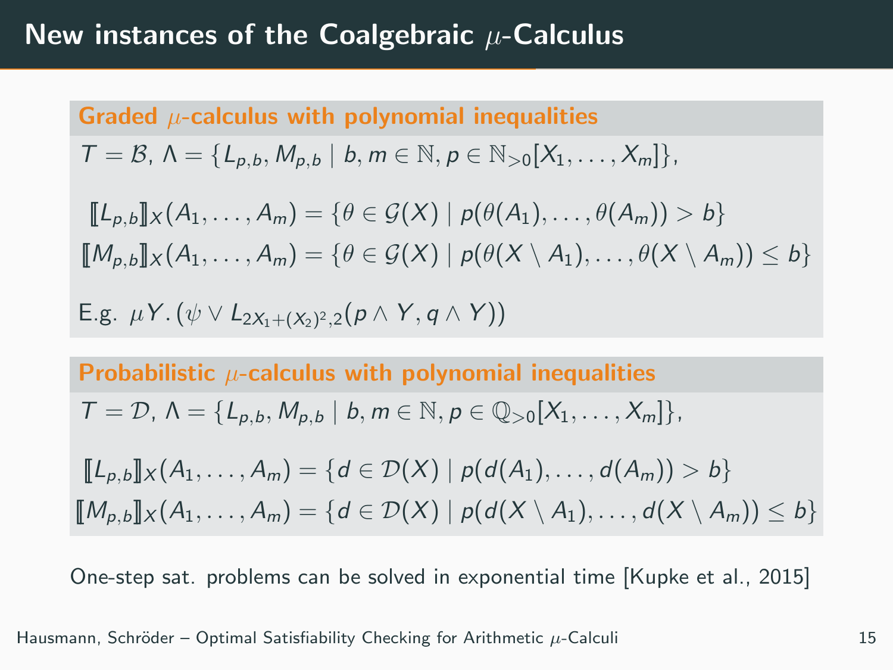# New instances of the Coalgebraic $\mu$-Calculus

### Graded $\mu$-calculus with polynomial inequalities

$T = \mathcal{B}$, $\Lambda = \{L_{p,b}, M_{p,b} \mid b, m \in \mathbb{N}, p \in \mathbb{N}_{>0}[X_1, \dots, X_m]\}$,

$$[\![L_{p,b}]\!]_X(A_1, \dots, A_m) = \{\theta \in \mathcal{G}(X) \mid p(\theta(A_1), \dots, \theta(A_m)) > b\}$$

$$[\![M_{p,b}]\!]_X(A_1, \dots, A_m) = \{\theta \in \mathcal{G}(X) \mid p(\theta(X \setminus A_1), \dots, \theta(X \setminus A_m)) \leq b\}$$

E.g. $\mu Y. (\psi \vee L_{2X_1+(X_2)^2,2}(p \wedge Y, q \wedge Y))$

### Probabilistic $\mu$-calculus with polynomial inequalities

$T = \mathcal{D}$, $\Lambda = \{L_{p,b}, M_{p,b} \mid b, m \in \mathbb{N}, p \in \mathbb{Q}_{>0}[X_1, \dots, X_m]\}$,

$$[\![L_{p,b}]\!]_X(A_1, \dots, A_m) = \{d \in \mathcal{D}(X) \mid p(d(A_1), \dots, d(A_m)) > b\}$$

$$[\![M_{p,b}]\!]_X(A_1, \dots, A_m) = \{d \in \mathcal{D}(X) \mid p(d(X \setminus A_1), \dots, d(X \setminus A_m)) \leq b\}$$

One-step sat. problems can be solved in exponential time [Kupke et al., 2015]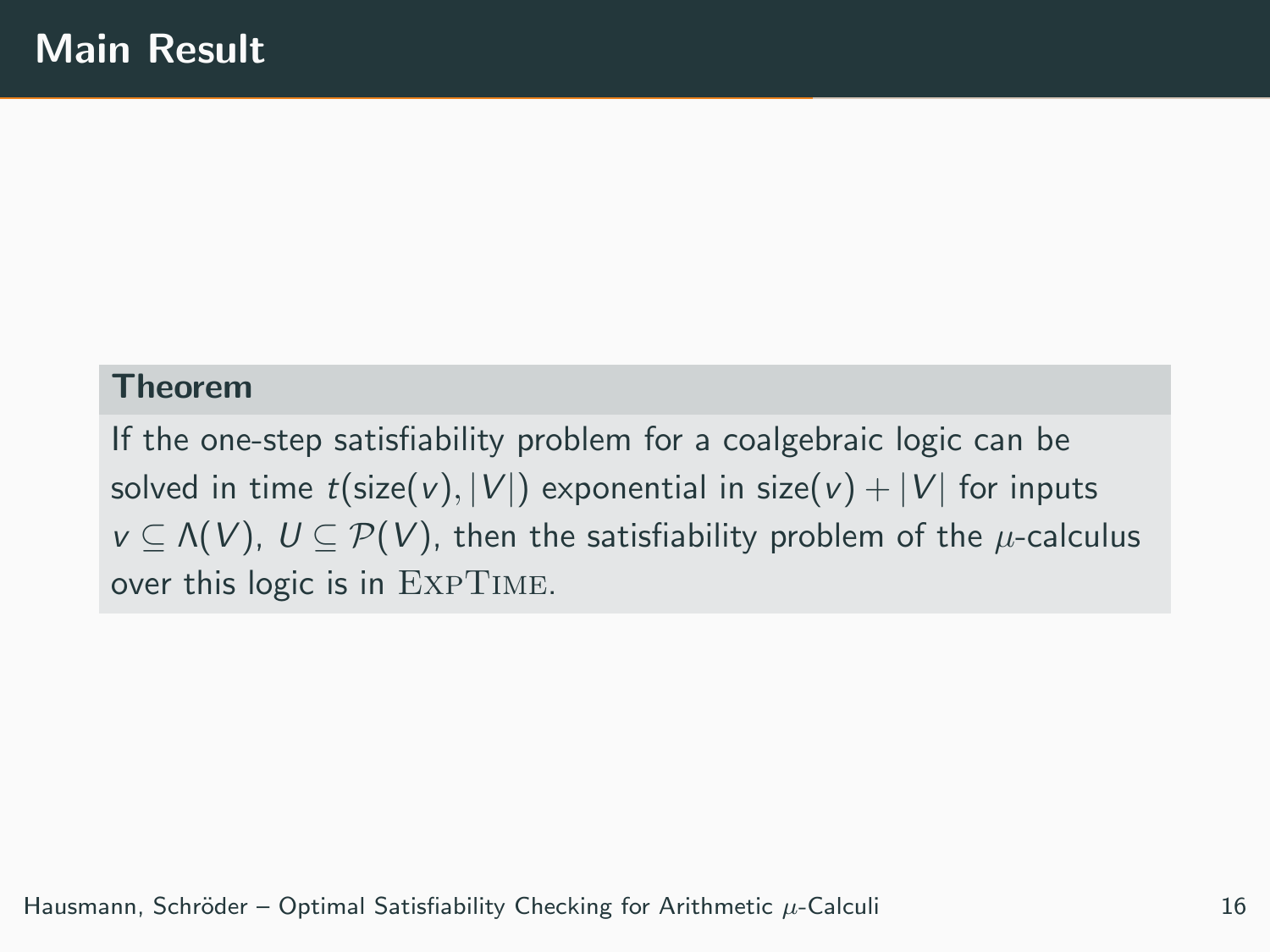# Main Result

**Theorem**

If the one-step satisfiability problem for a coalgebraic logic can be solved in time $t(\mathsf{size}(v), |V|)$ exponential in $\mathsf{size}(v) + |V|$ for inputs $v \subseteq \Lambda(V)$, $U \subseteq \mathcal{P}(V)$, then the satisfiability problem of the $\mu$-calculus over this logic is in $\textsc{ExpTime}$.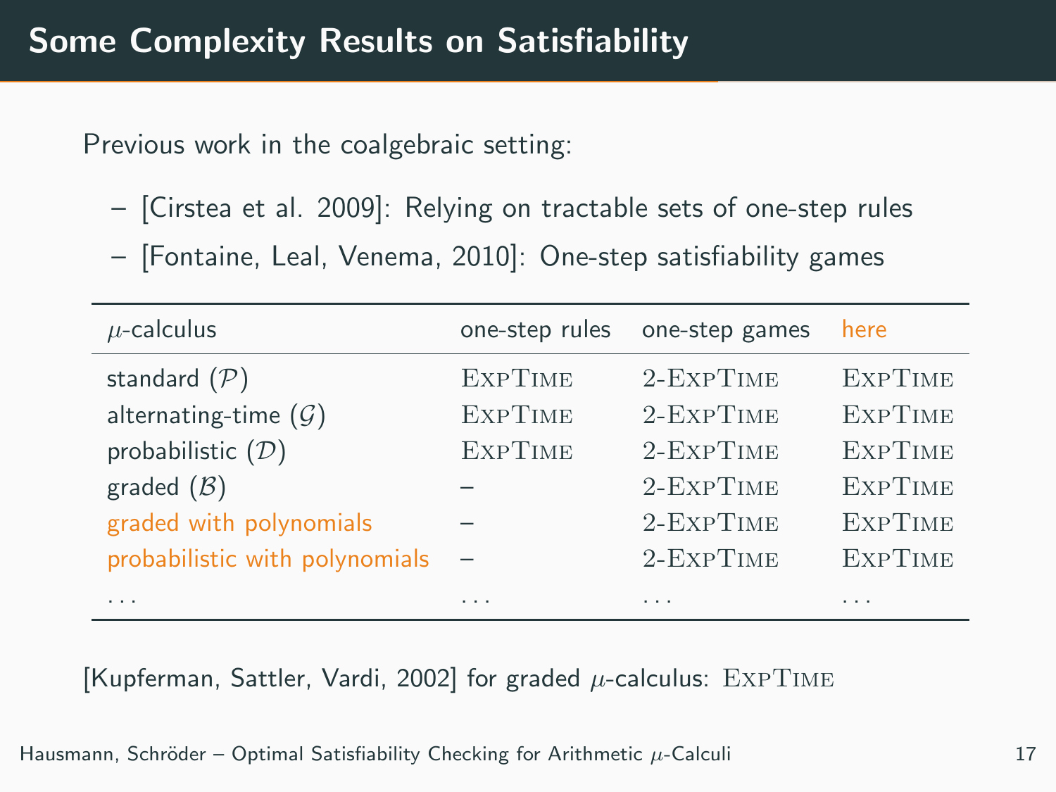# Some Complexity Results on Satisfiability

Previous work in the coalgebraic setting:

- [Cirstea et al. 2009]: Relying on tractable sets of one-step rules
- [Fontaine, Leal, Venema, 2010]: One-step satisfiability games

| $\mu$-calculus | one-step rules | one-step games | here |
|---|---|---|---|
| standard ($\mathcal{P}$) | ExpTime | 2-ExpTime | ExpTime |
| alternating-time ($\mathcal{G}$) | ExpTime | 2-ExpTime | ExpTime |
| probabilistic ($\mathcal{D}$) | ExpTime | 2-ExpTime | ExpTime |
| graded ($\mathcal{B}$) | – | 2-ExpTime | ExpTime |
| graded with polynomials | – | 2-ExpTime | ExpTime |
| probabilistic with polynomials | – | 2-ExpTime | ExpTime |
| ... | ... | ... | ... |

[Kupferman, Sattler, Vardi, 2002] for graded $\mu$-calculus: ExpTime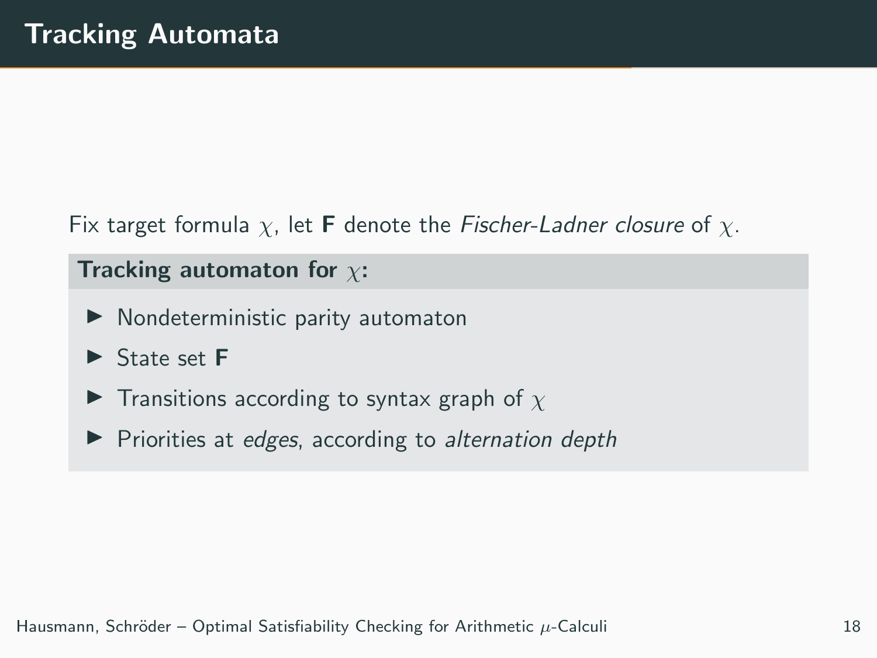# Tracking Automata

Fix target formula $\chi$, let $\mathbf{F}$ denote the *Fischer-Ladner closure* of $\chi$.

**Tracking automaton for $\chi$:**

- Nondeterministic parity automaton
- State set $\mathbf{F}$
- Transitions according to syntax graph of $\chi$
- Priorities at *edges*, according to *alternation depth*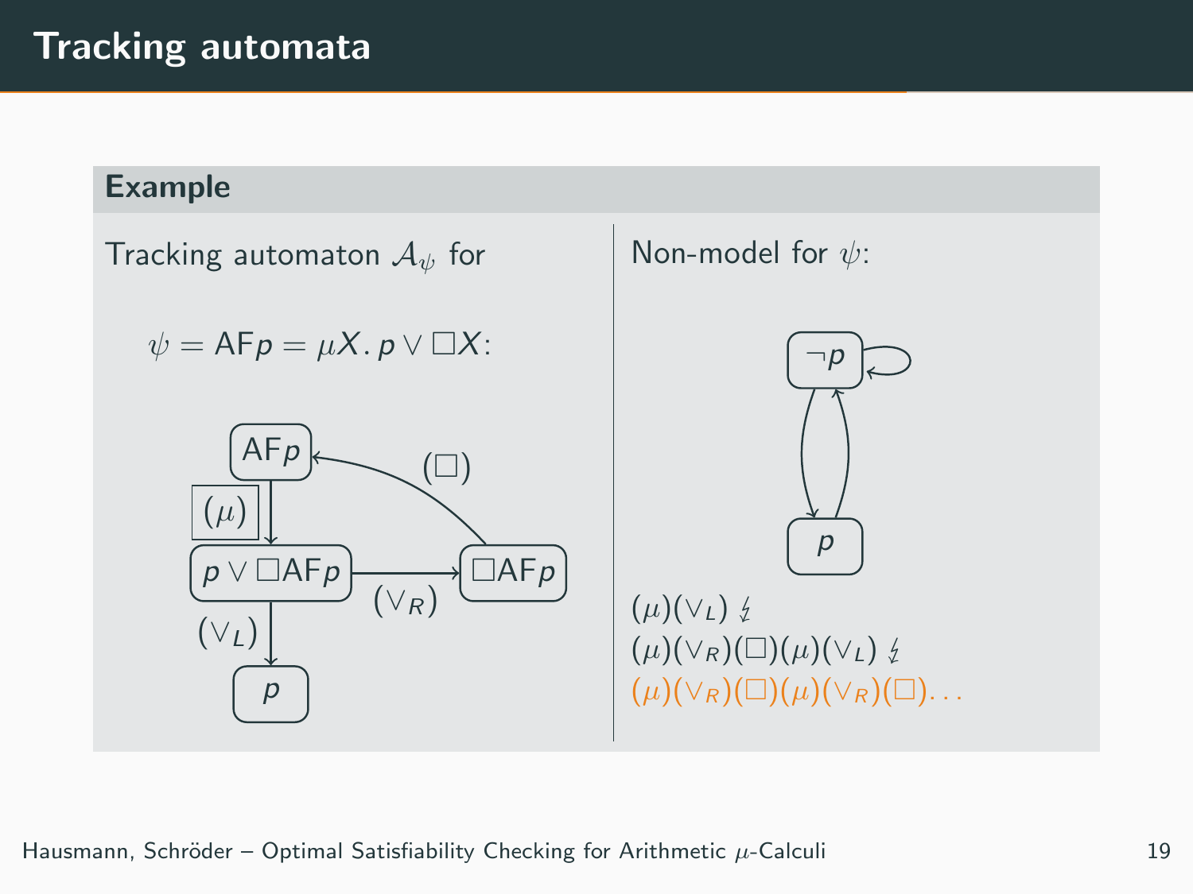# Tracking automata

**Example**

Tracking automaton $\mathcal{A}_\psi$ for

$\psi = \mathsf{AF}p = \mu X.\, p \vee \Box X$:

- $\mathsf{AF}p \xrightarrow{(\mu)} p \vee \Box\mathsf{AF}p$
- $p \vee \Box\mathsf{AF}p \xrightarrow{(\vee_L)} p$
- $p \vee \Box\mathsf{AF}p \xrightarrow{(\vee_R)} \Box\mathsf{AF}p$
- $\Box\mathsf{AF}p \xrightarrow{(\Box)} \mathsf{AF}p$

Non-model for $\psi$:

States $\neg p$ (with a self-loop) and $p$, with transitions $\neg p \to p$ and $p \to \neg p$.

$(\mu)(\vee_L)$ ↯

$(\mu)(\vee_R)(\Box)(\mu)(\vee_L)$ ↯

$(\mu)(\vee_R)(\Box)(\mu)(\vee_R)(\Box)\ldots$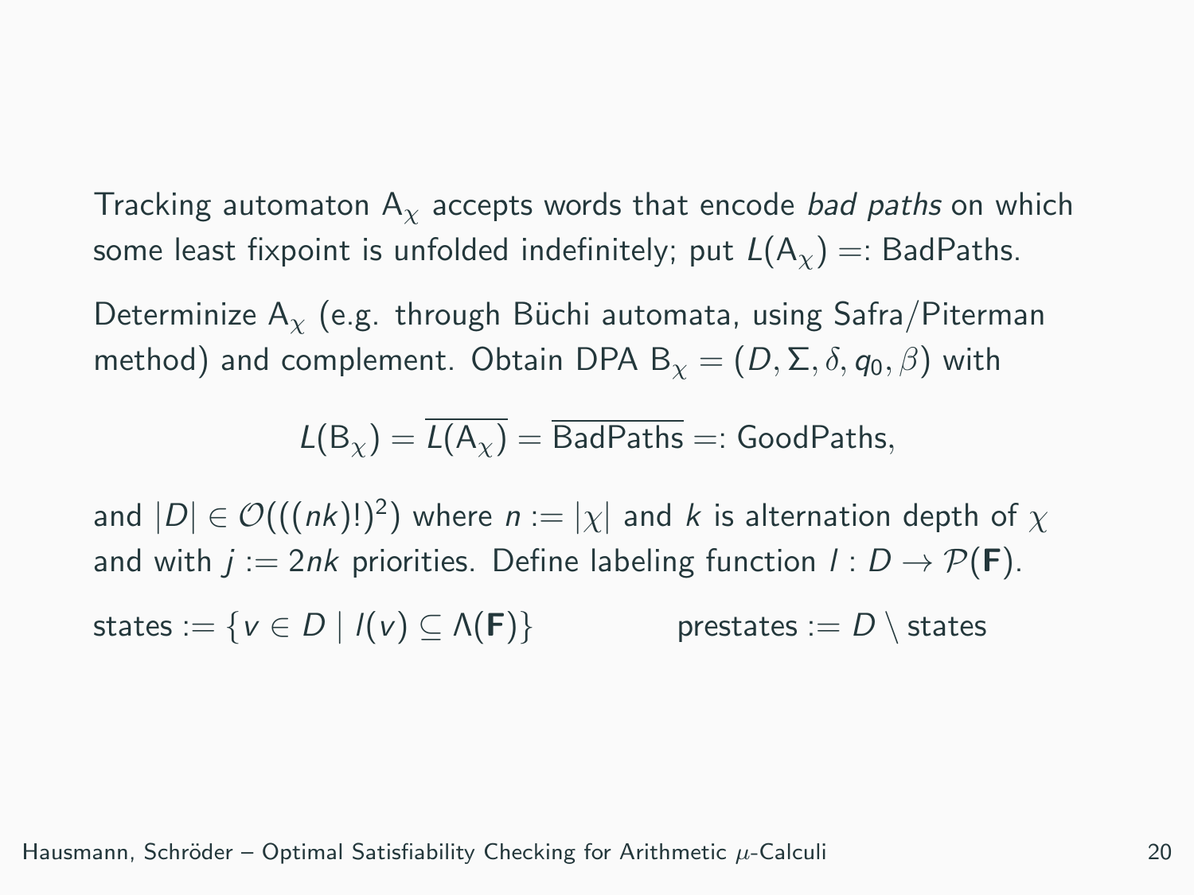Tracking automaton $\mathsf{A}_\chi$ accepts words that encode *bad paths* on which some least fixpoint is unfolded indefinitely; put $L(\mathsf{A}_\chi) =: \mathsf{BadPaths}$.

Determinize $\mathsf{A}_\chi$ (e.g. through Büchi automata, using Safra/Piterman method) and complement. Obtain DPA $\mathsf{B}_\chi = (D, \Sigma, \delta, q_0, \beta)$ with

$$L(\mathsf{B}_\chi) = \overline{L(\mathsf{A}_\chi)} = \overline{\mathsf{BadPaths}} =: \mathsf{GoodPaths},$$

and $|D| \in \mathcal{O}(((nk)!)^2)$ where $n := |\chi|$ and $k$ is alternation depth of $\chi$ and with $j := 2nk$ priorities. Define labeling function $l : D \to \mathcal{P}(\mathbf{F})$.

$\mathsf{states} := \{v \in D \mid l(v) \subseteq \Lambda(\mathbf{F})\}$ $\qquad$ $\mathsf{prestates} := D \setminus \mathsf{states}$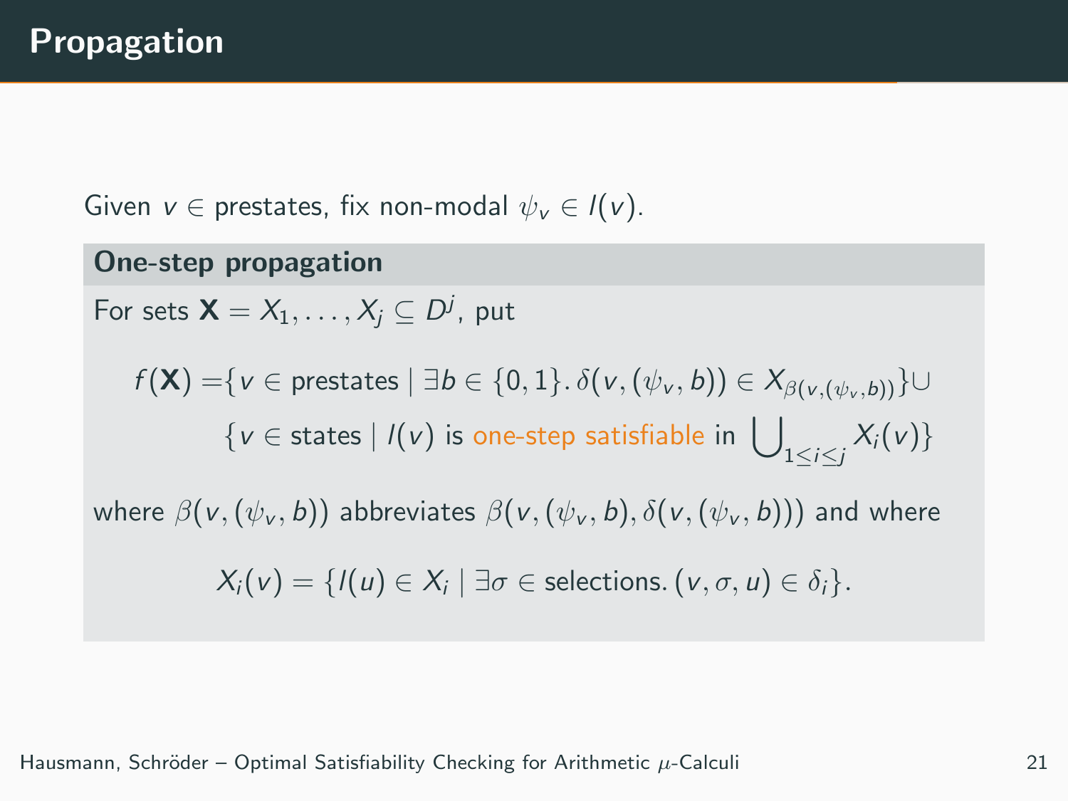# Propagation

Given $v \in$ prestates, fix non-modal $\psi_v \in l(v)$.

### One-step propagation

For sets $\mathbf{X} = X_1, \ldots, X_j \subseteq D^j$, put

$$
\begin{aligned}
f(\mathbf{X}) = &\{v \in \text{prestates} \mid \exists b \in \{0,1\}.\, \delta(v, (\psi_v, b)) \in X_{\beta(v,(\psi_v,b))}\} \cup \\
&\{v \in \text{states} \mid l(v) \text{ is one-step satisfiable in } \textstyle\bigcup_{1 \leq i \leq j} X_i(v)\}
\end{aligned}
$$

where $\beta(v, (\psi_v, b))$ abbreviates $\beta(v, (\psi_v, b), \delta(v, (\psi_v, b)))$ and where

$$
X_i(v) = \{l(u) \in X_i \mid \exists \sigma \in \text{selections}.\, (v, \sigma, u) \in \delta_i\}.
$$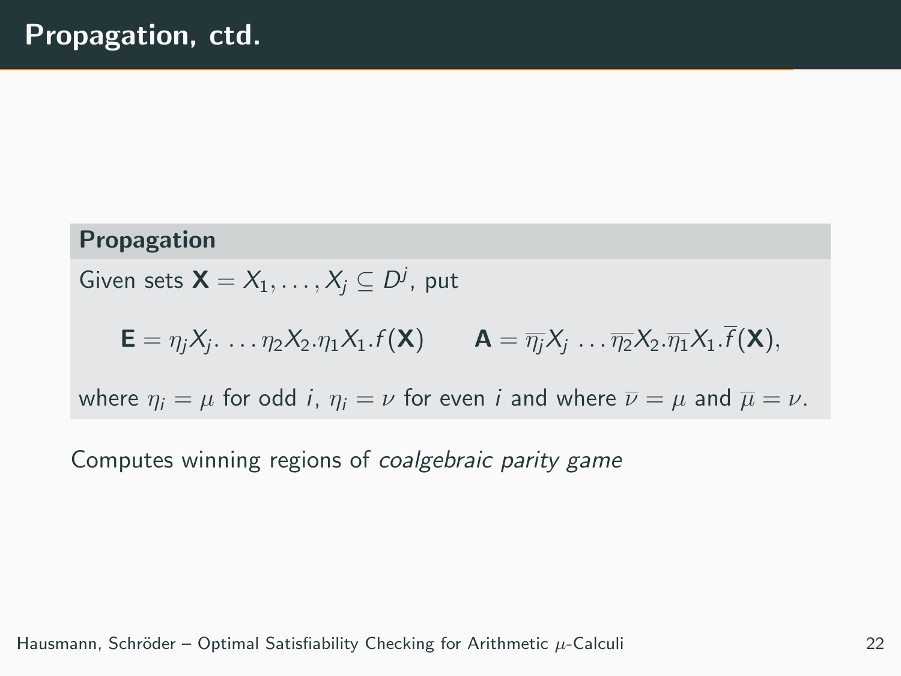# Propagation, ctd.

**Propagation**

Given sets $\mathbf{X} = X_1, \dots, X_j \subseteq D^j$, put

$$\mathbf{E} = \eta_j X_j. \dots \eta_2 X_2.\eta_1 X_1.f(\mathbf{X}) \qquad \mathbf{A} = \overline{\eta_j} X_j \dots \overline{\eta_2} X_2.\overline{\eta_1} X_1.\overline{f}(\mathbf{X}),$$

where $\eta_i = \mu$ for odd $i$, $\eta_i = \nu$ for even $i$ and where $\overline{\nu} = \mu$ and $\overline{\mu} = \nu$.

Computes winning regions of *coalgebraic parity game*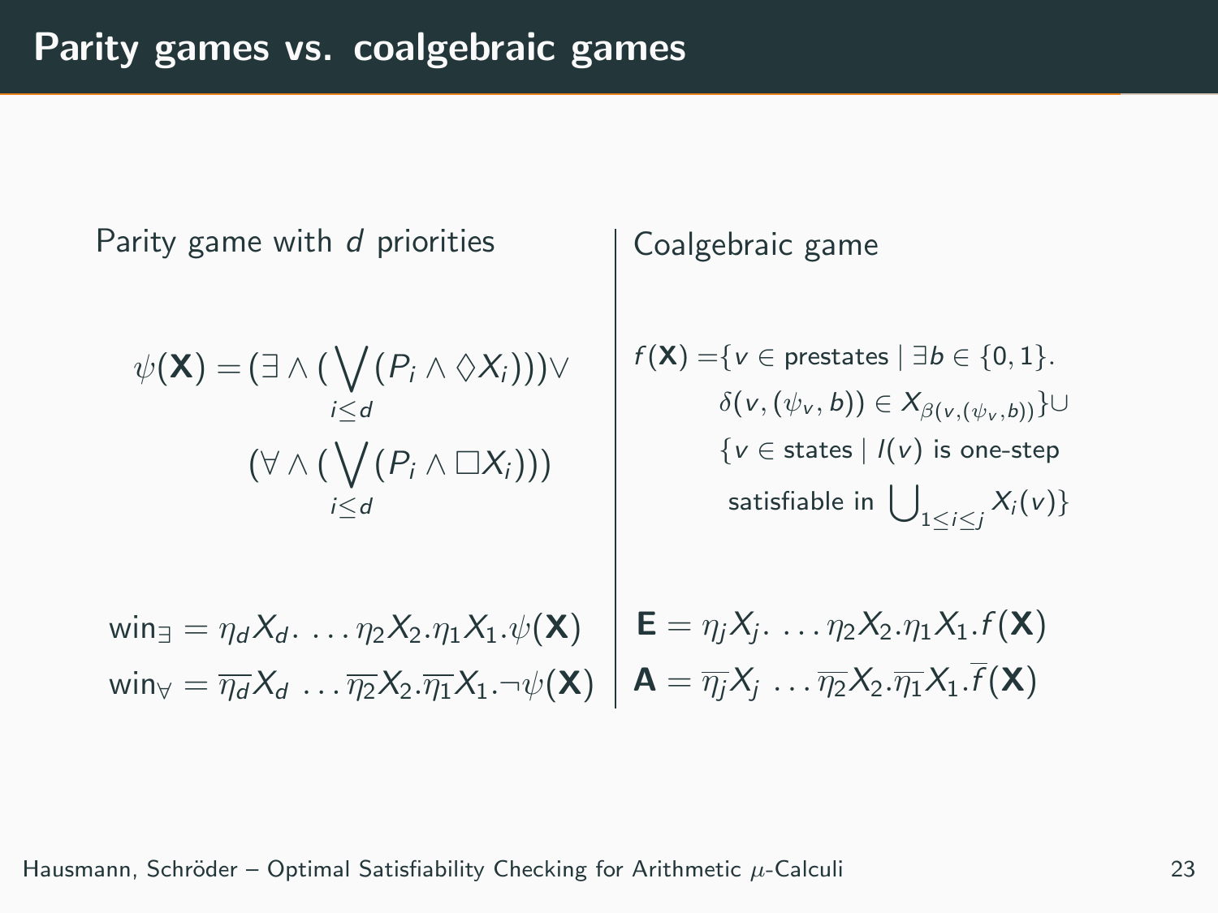# Parity games vs. coalgebraic games

Parity game with $d$ priorities

$$\psi(\mathbf{X}) = (\exists \wedge (\bigvee_{i \leq d} (P_i \wedge \Diamond X_i))) \vee (\forall \wedge (\bigvee_{i \leq d} (P_i \wedge \Box X_i)))$$

$$\mathsf{win}_\exists = \eta_d X_d. \ldots \eta_2 X_2 . \eta_1 X_1 . \psi(\mathbf{X})$$

$$\mathsf{win}_\forall = \overline{\eta_d} X_d \ldots \overline{\eta_2} X_2 . \overline{\eta_1} X_1 . \neg \psi(\mathbf{X})$$

Coalgebraic game

$$f(\mathbf{X}) = \{v \in \text{prestates} \mid \exists b \in \{0,1\}. \; \delta(v, (\psi_v, b)) \in X_{\beta(v,(\psi_v,b))}\} \cup \{v \in \text{states} \mid l(v) \text{ is one-step satisfiable in } \textstyle\bigcup_{1 \leq i \leq j} X_i(v)\}$$

$$\mathbf{E} = \eta_j X_j . \ldots \eta_2 X_2 . \eta_1 X_1 . f(\mathbf{X})$$

$$\mathbf{A} = \overline{\eta_j} X_j \ldots \overline{\eta_2} X_2 . \overline{\eta_1} X_1 . \overline{f}(\mathbf{X})$$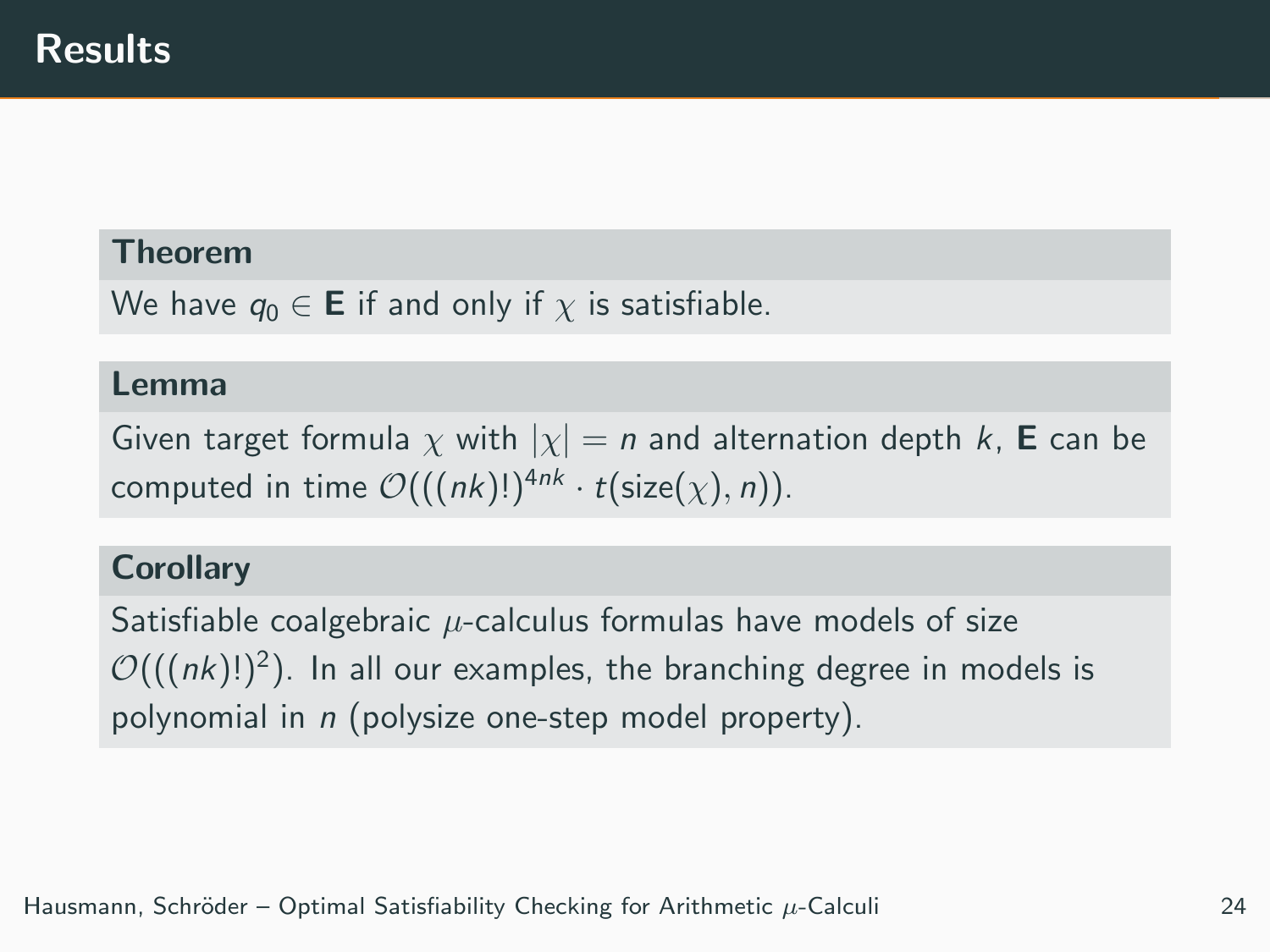# Results

**Theorem**

We have $q_0 \in \mathbf{E}$ if and only if $\chi$ is satisfiable.

**Lemma**

Given target formula $\chi$ with $|\chi| = n$ and alternation depth $k$, $\mathbf{E}$ can be computed in time $\mathcal{O}(((nk)!)^{4nk} \cdot t(\mathsf{size}(\chi), n))$.

**Corollary**

Satisfiable coalgebraic $\mu$-calculus formulas have models of size $\mathcal{O}(((nk)!)^2)$. In all our examples, the branching degree in models is polynomial in $n$ (polysize one-step model property).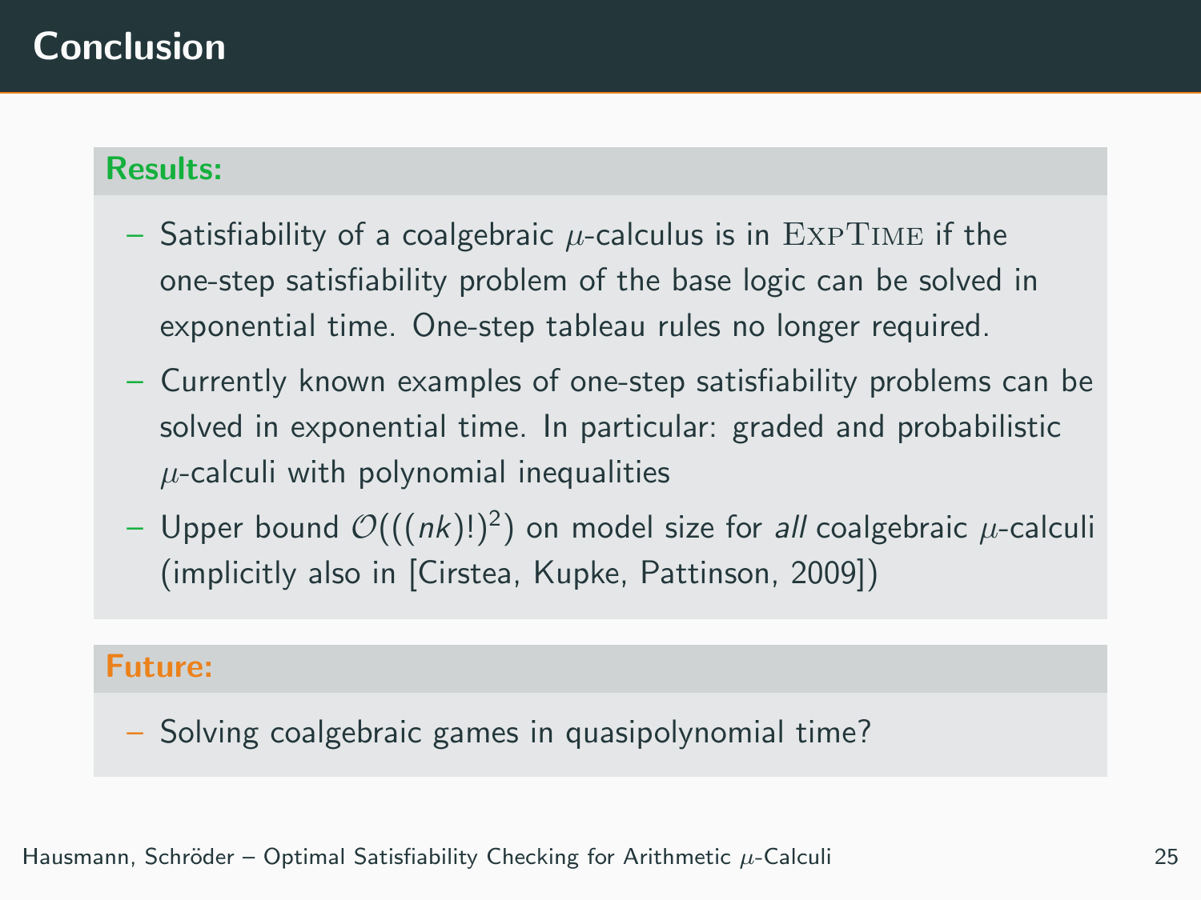# Conclusion

**Results:**

- Satisfiability of a coalgebraic $\mu$-calculus is in ExpTime if the one-step satisfiability problem of the base logic can be solved in exponential time. One-step tableau rules no longer required.
- Currently known examples of one-step satisfiability problems can be solved in exponential time. In particular: graded and probabilistic $\mu$-calculi with polynomial inequalities
- Upper bound $\mathcal{O}(((nk)!)^2)$ on model size for *all* coalgebraic $\mu$-calculi (implicitly also in [Cirstea, Kupke, Pattinson, 2009])

**Future:**

- Solving coalgebraic games in quasipolynomial time?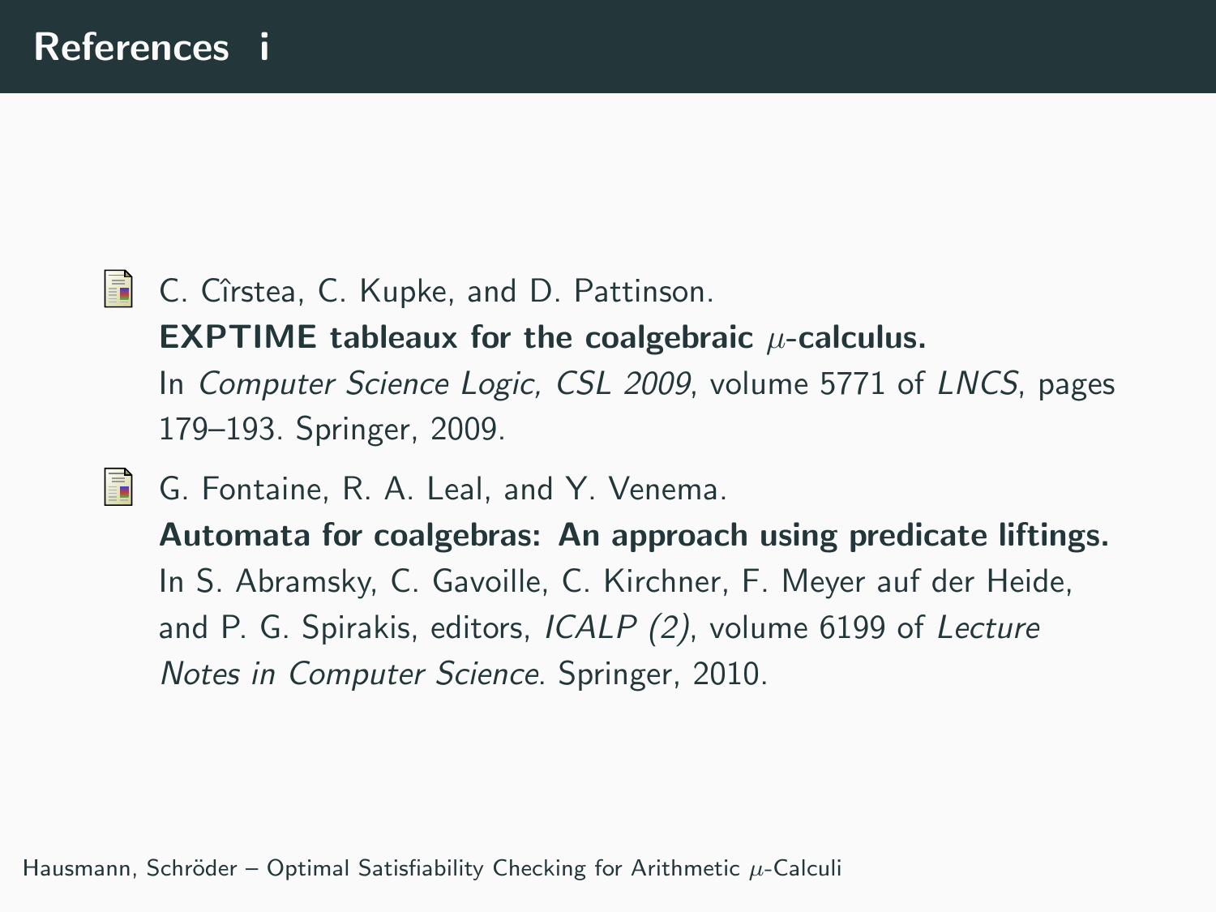# References i

- C. Cîrstea, C. Kupke, and D. Pattinson.
  **EXPTIME tableaux for the coalgebraic $\mu$-calculus.**
  In *Computer Science Logic, CSL 2009*, volume 5771 of *LNCS*, pages 179–193. Springer, 2009.

- G. Fontaine, R. A. Leal, and Y. Venema.
  **Automata for coalgebras: An approach using predicate liftings.**
  In S. Abramsky, C. Gavoille, C. Kirchner, F. Meyer auf der Heide, and P. G. Spirakis, editors, *ICALP (2)*, volume 6199 of *Lecture Notes in Computer Science*. Springer, 2010.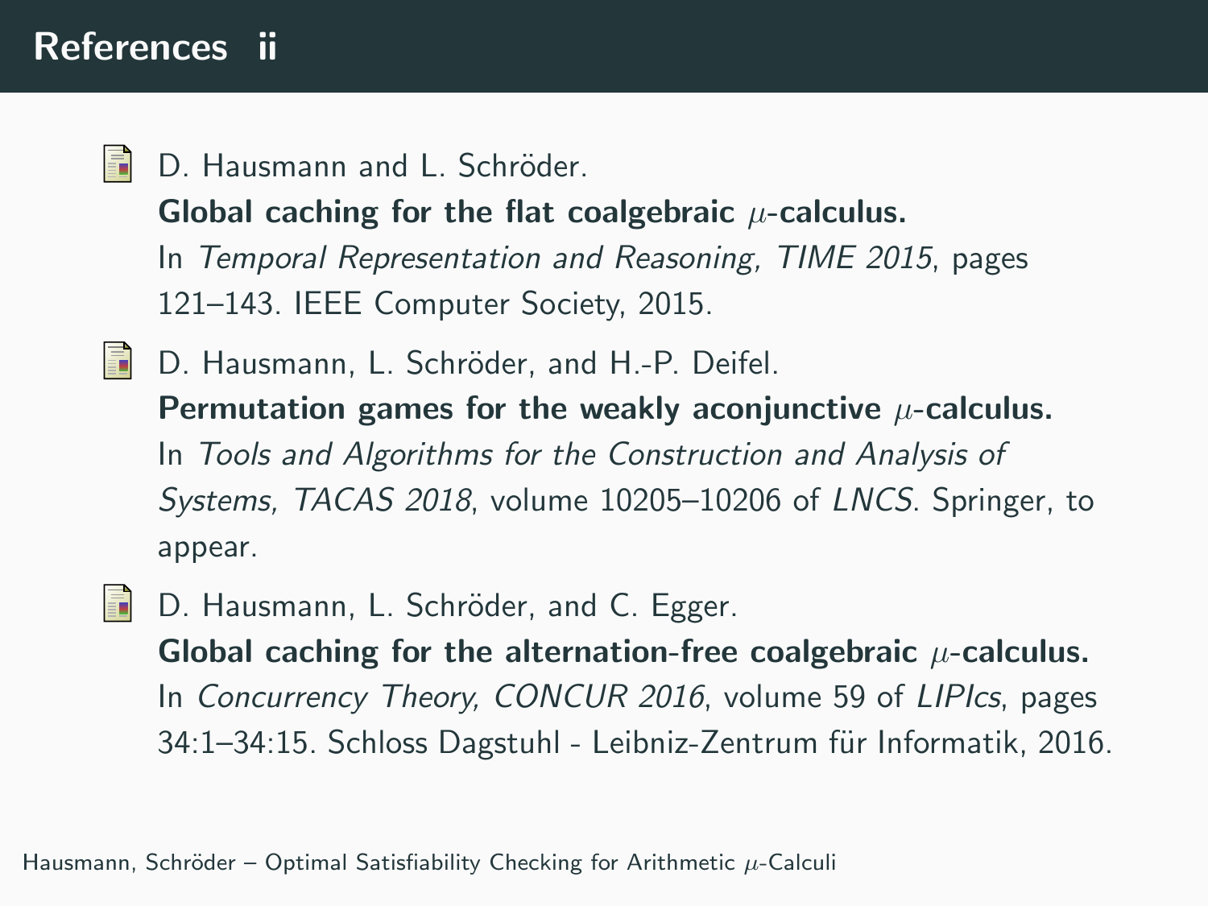## References ii

- D. Hausmann and L. Schröder.
  **Global caching for the flat coalgebraic $\mu$-calculus.**
  In *Temporal Representation and Reasoning, TIME 2015*, pages 121–143. IEEE Computer Society, 2015.

- D. Hausmann, L. Schröder, and H.-P. Deifel.
  **Permutation games for the weakly aconjunctive $\mu$-calculus.**
  In *Tools and Algorithms for the Construction and Analysis of Systems, TACAS 2018*, volume 10205–10206 of *LNCS*. Springer, to appear.

- D. Hausmann, L. Schröder, and C. Egger.
  **Global caching for the alternation-free coalgebraic $\mu$-calculus.**
  In *Concurrency Theory, CONCUR 2016*, volume 59 of *LIPIcs*, pages 34:1–34:15. Schloss Dagstuhl - Leibniz-Zentrum für Informatik, 2016.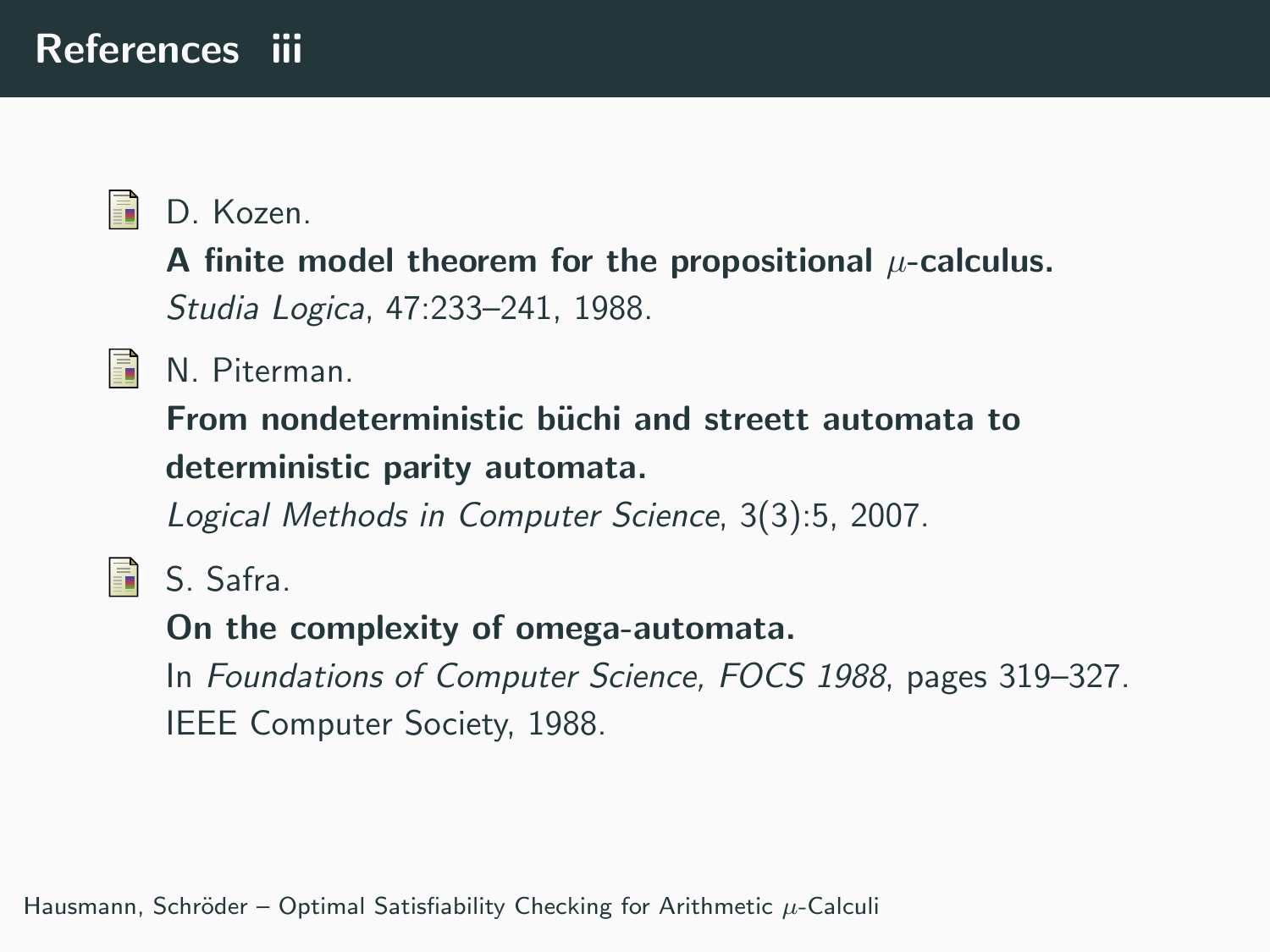# References iii

- D. Kozen.
  **A finite model theorem for the propositional $\mu$-calculus.**
  *Studia Logica*, 47:233–241, 1988.

- N. Piterman.
  **From nondeterministic büchi and streett automata to deterministic parity automata.**
  *Logical Methods in Computer Science*, 3(3):5, 2007.

- S. Safra.
  **On the complexity of omega-automata.**
  In *Foundations of Computer Science, FOCS 1988*, pages 319–327. IEEE Computer Society, 1988.